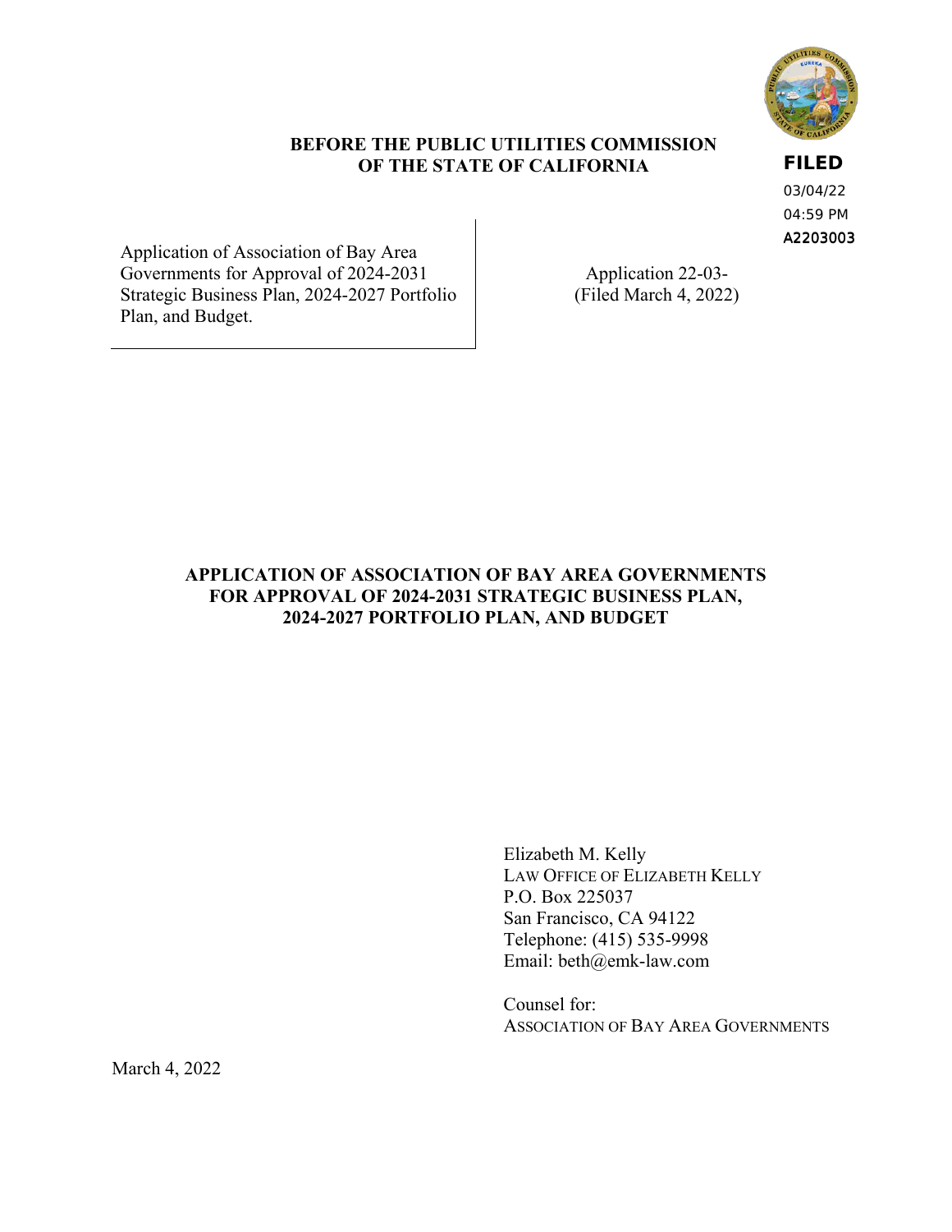**BEFORE THE PUBLIC UTILITIES COMMISSION OF THE STATE OF CALIFORNIA**

**FILED**
03/04/22
04:59 PM
A2203003

| | |
|---|---|
| Application of Association of Bay Area Governments for Approval of 2024-2031 Strategic Business Plan, 2024-2027 Portfolio Plan, and Budget. | Application 22-03-<br>(Filed March 4, 2022) |

# APPLICATION OF ASSOCIATION OF BAY AREA GOVERNMENTS FOR APPROVAL OF 2024-2031 STRATEGIC BUSINESS PLAN, 2024-2027 PORTFOLIO PLAN, AND BUDGET

Elizabeth M. Kelly
LAW OFFICE OF ELIZABETH KELLY
P.O. Box 225037
San Francisco, CA 94122
Telephone: (415) 535-9998
Email: beth@emk-law.com

Counsel for:
ASSOCIATION OF BAY AREA GOVERNMENTS

March 4, 2022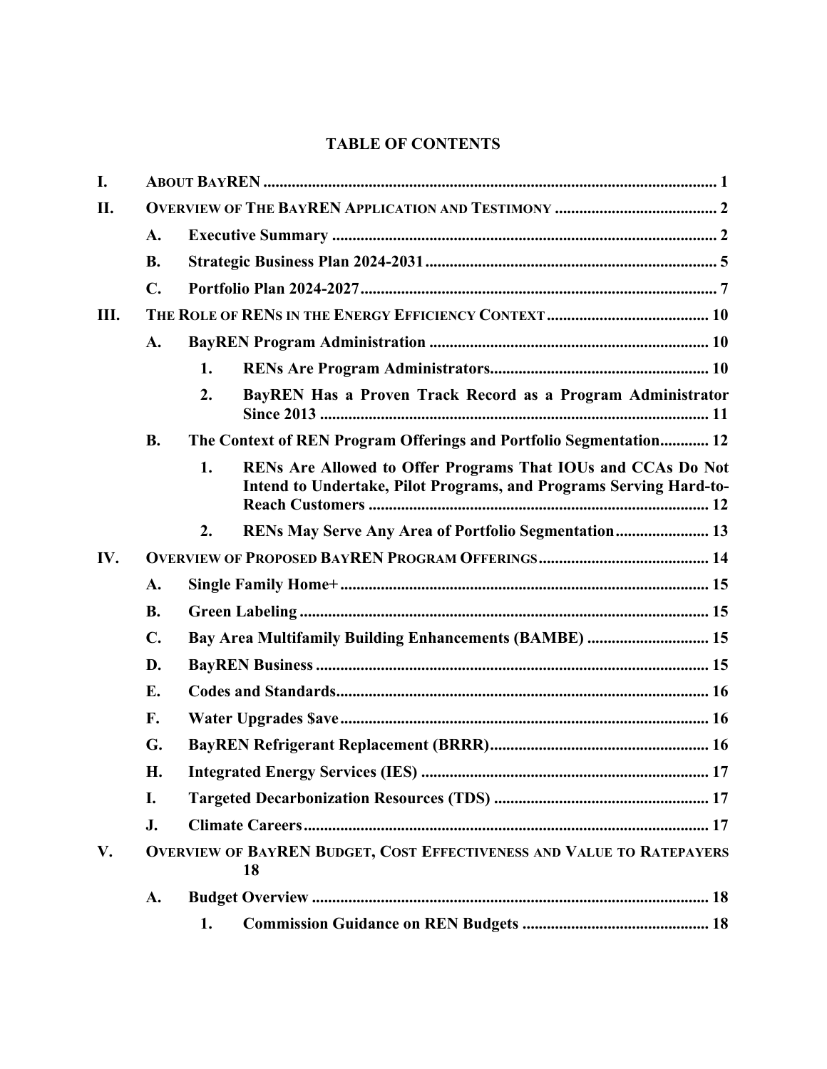# TABLE OF CONTENTS

I. ABOUT BAYREN ........................................................................................................ 1

II. OVERVIEW OF THE BAYREN APPLICATION AND TESTIMONY ........................................ 2

- A. Executive Summary ..................................................................................... 2
- B. Strategic Business Plan 2024-2031 ........................................................... 5
- C. Portfolio Plan 2024-2027 ........................................................................... 7

III. THE ROLE OF RENS IN THE ENERGY EFFICIENCY CONTEXT ........................................ 10

- A. BayREN Program Administration ............................................................ 10
  1. RENs Are Program Administrators ..................................................... 10
  2. BayREN Has a Proven Track Record as a Program Administrator Since 2013 ......................................................................................... 11
- B. The Context of REN Program Offerings and Portfolio Segmentation ............ 12
  1. RENs Are Allowed to Offer Programs That IOUs and CCAs Do Not Intend to Undertake, Pilot Programs, and Programs Serving Hard-to-Reach Customers ............................................................................ 12
  2. RENs May Serve Any Area of Portfolio Segmentation ....................... 13

IV. OVERVIEW OF PROPOSED BAYREN PROGRAM OFFERINGS .......................................... 14

- A. Single Family Home+ ................................................................................ 15
- B. Green Labeling .......................................................................................... 15
- C. Bay Area Multifamily Building Enhancements (BAMBE) ............................ 15
- D. BayREN Business ..................................................................................... 15
- E. Codes and Standards ................................................................................. 16
- F. Water Upgrades $ave .................................................................................. 16
- G. BayREN Refrigerant Replacement (BRRR) ............................................... 16
- H. Integrated Energy Services (IES) .............................................................. 17
- I. Targeted Decarbonization Resources (TDS) ............................................. 17
- J. Climate Careers .......................................................................................... 17

V. OVERVIEW OF BAYREN BUDGET, COST EFFECTIVENESS AND VALUE TO RATEPAYERS 18

- A. Budget Overview ....................................................................................... 18
  1. Commission Guidance on REN Budgets ............................................. 18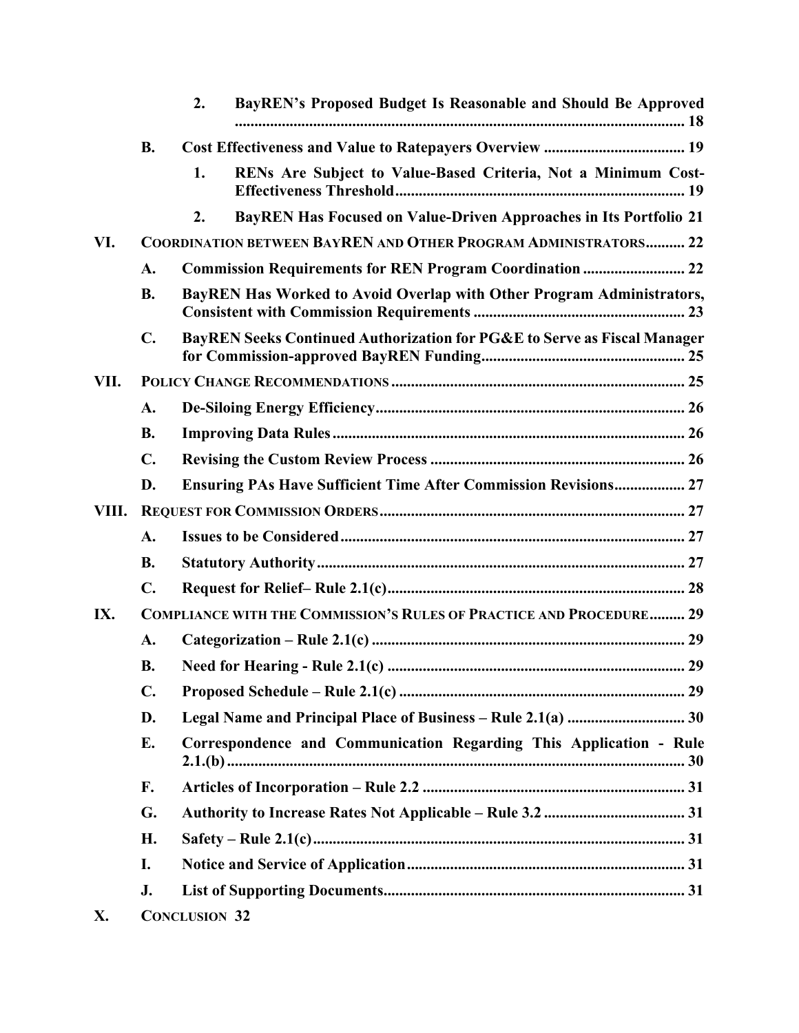2. **BayREN's Proposed Budget Is Reasonable and Should Be Approved** .......... 18

B. **Cost Effectiveness and Value to Ratepayers Overview** .......... 19

1. **RENs Are Subject to Value-Based Criteria, Not a Minimum Cost-Effectiveness Threshold** .......... 19

2. **BayREN Has Focused on Value-Driven Approaches in Its Portfolio** 21

VI. **COORDINATION BETWEEN BAYREN AND OTHER PROGRAM ADMINISTRATORS** .......... 22

A. **Commission Requirements for REN Program Coordination** .......... 22

B. **BayREN Has Worked to Avoid Overlap with Other Program Administrators, Consistent with Commission Requirements** .......... 23

C. **BayREN Seeks Continued Authorization for PG&E to Serve as Fiscal Manager for Commission-approved BayREN Funding** .......... 25

VII. **POLICY CHANGE RECOMMENDATIONS** .......... 25

A. **De-Siloing Energy Efficiency** .......... 26

B. **Improving Data Rules** .......... 26

C. **Revising the Custom Review Process** .......... 26

D. **Ensuring PAs Have Sufficient Time After Commission Revisions** .......... 27

VIII. **REQUEST FOR COMMISSION ORDERS** .......... 27

A. **Issues to be Considered** .......... 27

B. **Statutory Authority** .......... 27

C. **Request for Relief– Rule 2.1(c)** .......... 28

IX. **COMPLIANCE WITH THE COMMISSION'S RULES OF PRACTICE AND PROCEDURE** .......... 29

A. **Categorization – Rule 2.1(c)** .......... 29

B. **Need for Hearing - Rule 2.1(c)** .......... 29

C. **Proposed Schedule – Rule 2.1(c)** .......... 29

D. **Legal Name and Principal Place of Business – Rule 2.1(a)** .......... 30

E. **Correspondence and Communication Regarding This Application - Rule 2.1.(b)** .......... 30

F. **Articles of Incorporation – Rule 2.2** .......... 31

G. **Authority to Increase Rates Not Applicable – Rule 3.2** .......... 31

H. **Safety – Rule 2.1(c)** .......... 31

I. **Notice and Service of Application** .......... 31

J. **List of Supporting Documents** .......... 31

X. **CONCLUSION** 32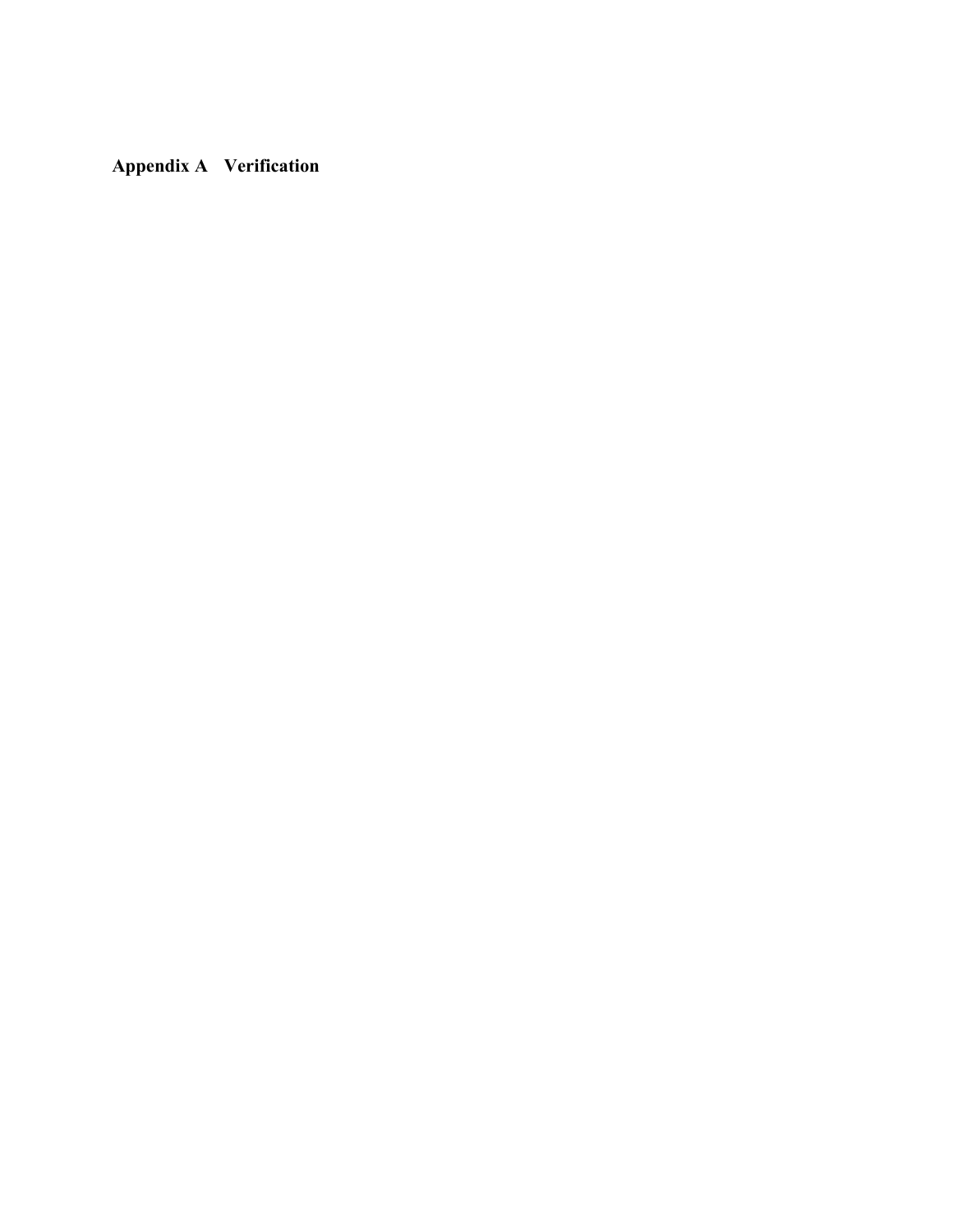# Appendix A Verification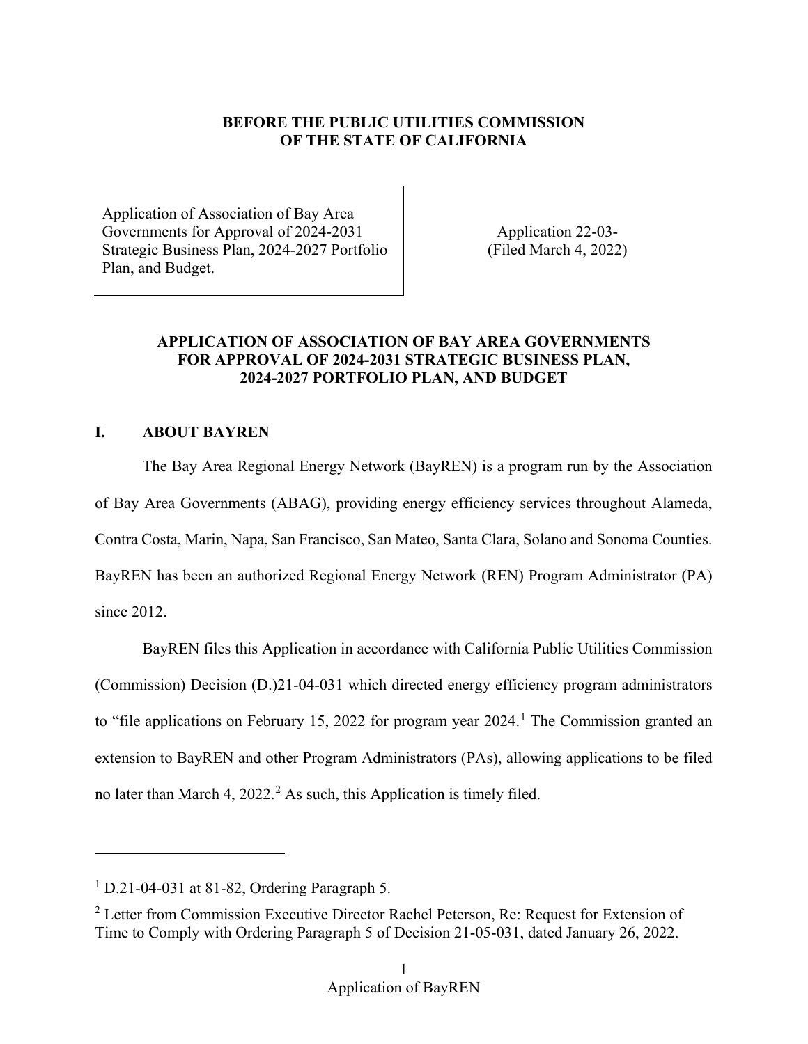**BEFORE THE PUBLIC UTILITIES COMMISSION**
**OF THE STATE OF CALIFORNIA**

| Application of Association of Bay Area Governments for Approval of 2024-2031 Strategic Business Plan, 2024-2027 Portfolio Plan, and Budget. | Application 22-03- (Filed March 4, 2022) |
|---|---|

**APPLICATION OF ASSOCIATION OF BAY AREA GOVERNMENTS FOR APPROVAL OF 2024-2031 STRATEGIC BUSINESS PLAN, 2024-2027 PORTFOLIO PLAN, AND BUDGET**

## I. ABOUT BAYREN

The Bay Area Regional Energy Network (BayREN) is a program run by the Association of Bay Area Governments (ABAG), providing energy efficiency services throughout Alameda, Contra Costa, Marin, Napa, San Francisco, San Mateo, Santa Clara, Solano and Sonoma Counties. BayREN has been an authorized Regional Energy Network (REN) Program Administrator (PA) since 2012.

BayREN files this Application in accordance with California Public Utilities Commission (Commission) Decision (D.)21-04-031 which directed energy efficiency program administrators to "file applications on February 15, 2022 for program year 2024.[1] The Commission granted an extension to BayREN and other Program Administrators (PAs), allowing applications to be filed no later than March 4, 2022.[2] As such, this Application is timely filed.

---

[1] D.21-04-031 at 81-82, Ordering Paragraph 5.

[2] Letter from Commission Executive Director Rachel Peterson, Re: Request for Extension of Time to Comply with Ordering Paragraph 5 of Decision 21-05-031, dated January 26, 2022.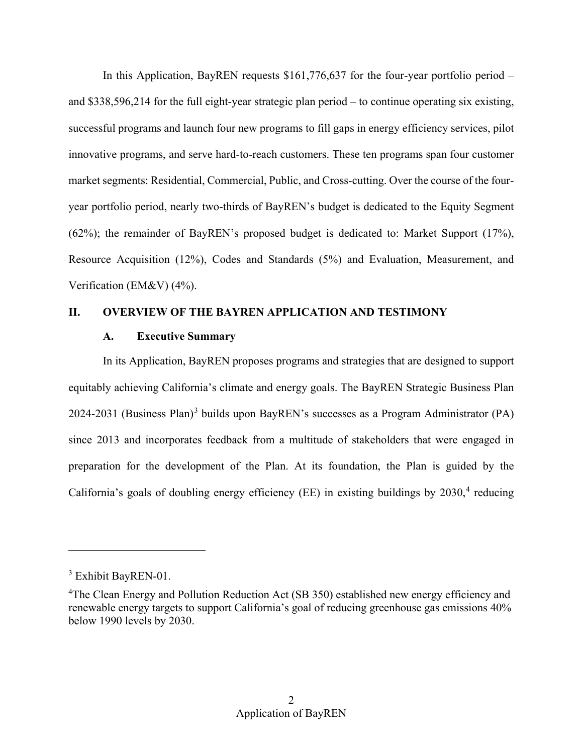In this Application, BayREN requests $161,776,637 for the four-year portfolio period – and $338,596,214 for the full eight-year strategic plan period – to continue operating six existing, successful programs and launch four new programs to fill gaps in energy efficiency services, pilot innovative programs, and serve hard-to-reach customers. These ten programs span four customer market segments: Residential, Commercial, Public, and Cross-cutting. Over the course of the four-year portfolio period, nearly two-thirds of BayREN's budget is dedicated to the Equity Segment (62%); the remainder of BayREN's proposed budget is dedicated to: Market Support (17%), Resource Acquisition (12%), Codes and Standards (5%) and Evaluation, Measurement, and Verification (EM&V) (4%).

## II. OVERVIEW OF THE BAYREN APPLICATION AND TESTIMONY

### A. Executive Summary

In its Application, BayREN proposes programs and strategies that are designed to support equitably achieving California's climate and energy goals. The BayREN Strategic Business Plan 2024-2031 (Business Plan)[3] builds upon BayREN's successes as a Program Administrator (PA) since 2013 and incorporates feedback from a multitude of stakeholders that were engaged in preparation for the development of the Plan. At its foundation, the Plan is guided by the California's goals of doubling energy efficiency (EE) in existing buildings by 2030,[4] reducing

---

[3] Exhibit BayREN-01.

[4] The Clean Energy and Pollution Reduction Act (SB 350) established new energy efficiency and renewable energy targets to support California's goal of reducing greenhouse gas emissions 40% below 1990 levels by 2030.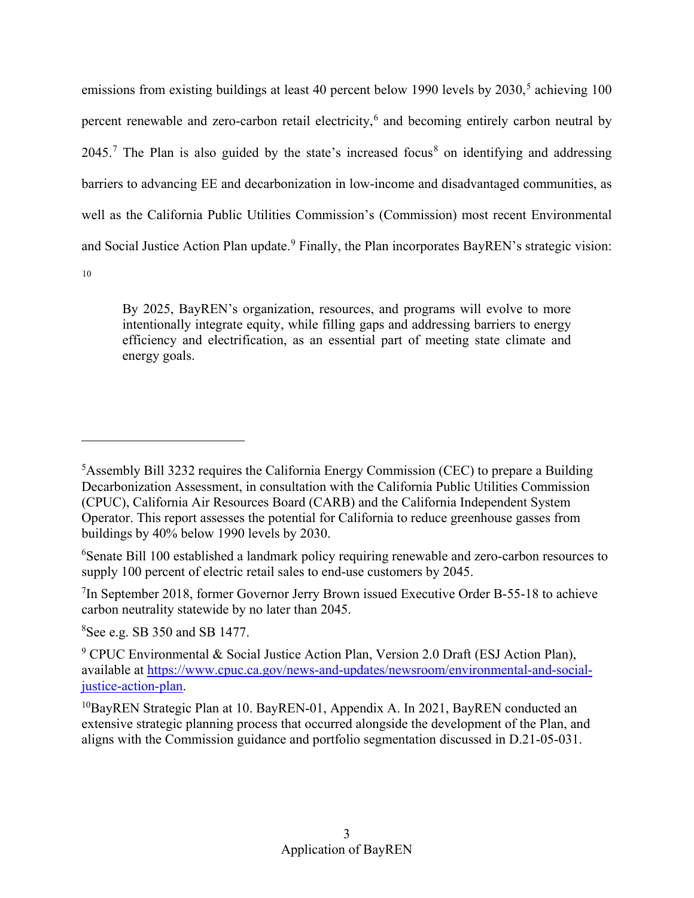emissions from existing buildings at least 40 percent below 1990 levels by 2030,[5] achieving 100 percent renewable and zero-carbon retail electricity,[6] and becoming entirely carbon neutral by 2045.[7] The Plan is also guided by the state's increased focus[8] on identifying and addressing barriers to advancing EE and decarbonization in low-income and disadvantaged communities, as well as the California Public Utilities Commission's (Commission) most recent Environmental and Social Justice Action Plan update.[9] Finally, the Plan incorporates BayREN's strategic vision: [10]

> By 2025, BayREN's organization, resources, and programs will evolve to more intentionally integrate equity, while filling gaps and addressing barriers to energy efficiency and electrification, as an essential part of meeting state climate and energy goals.

---

[5] Assembly Bill 3232 requires the California Energy Commission (CEC) to prepare a Building Decarbonization Assessment, in consultation with the California Public Utilities Commission (CPUC), California Air Resources Board (CARB) and the California Independent System Operator. This report assesses the potential for California to reduce greenhouse gasses from buildings by 40% below 1990 levels by 2030.

[6] Senate Bill 100 established a landmark policy requiring renewable and zero-carbon resources to supply 100 percent of electric retail sales to end-use customers by 2045.

[7] In September 2018, former Governor Jerry Brown issued Executive Order B-55-18 to achieve carbon neutrality statewide by no later than 2045.

[8] See e.g. SB 350 and SB 1477.

[9] CPUC Environmental & Social Justice Action Plan, Version 2.0 Draft (ESJ Action Plan), available at https://www.cpuc.ca.gov/news-and-updates/newsroom/environmental-and-social-justice-action-plan.

[10] BayREN Strategic Plan at 10. BayREN-01, Appendix A. In 2021, BayREN conducted an extensive strategic planning process that occurred alongside the development of the Plan, and aligns with the Commission guidance and portfolio segmentation discussed in D.21-05-031.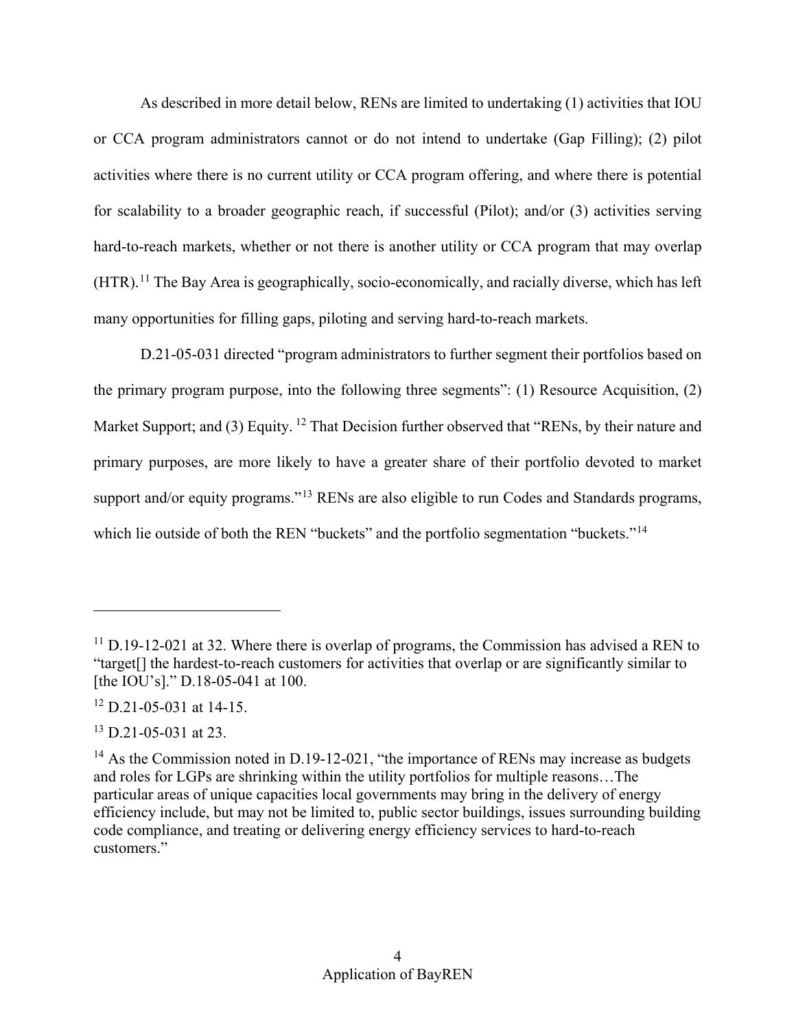As described in more detail below, RENs are limited to undertaking (1) activities that IOU or CCA program administrators cannot or do not intend to undertake (Gap Filling); (2) pilot activities where there is no current utility or CCA program offering, and where there is potential for scalability to a broader geographic reach, if successful (Pilot); and/or (3) activities serving hard-to-reach markets, whether or not there is another utility or CCA program that may overlap (HTR).[11] The Bay Area is geographically, socio-economically, and racially diverse, which has left many opportunities for filling gaps, piloting and serving hard-to-reach markets.

D.21-05-031 directed "program administrators to further segment their portfolios based on the primary program purpose, into the following three segments": (1) Resource Acquisition, (2) Market Support; and (3) Equity. [12] That Decision further observed that "RENs, by their nature and primary purposes, are more likely to have a greater share of their portfolio devoted to market support and/or equity programs."[13] RENs are also eligible to run Codes and Standards programs, which lie outside of both the REN "buckets" and the portfolio segmentation "buckets."[14]

---

[11] D.19-12-021 at 32. Where there is overlap of programs, the Commission has advised a REN to "target[] the hardest-to-reach customers for activities that overlap or are significantly similar to [the IOU's]." D.18-05-041 at 100.

[12] D.21-05-031 at 14-15.

[13] D.21-05-031 at 23.

[14] As the Commission noted in D.19-12-021, "the importance of RENs may increase as budgets and roles for LGPs are shrinking within the utility portfolios for multiple reasons…The particular areas of unique capacities local governments may bring in the delivery of energy efficiency include, but may not be limited to, public sector buildings, issues surrounding building code compliance, and treating or delivering energy efficiency services to hard-to-reach customers."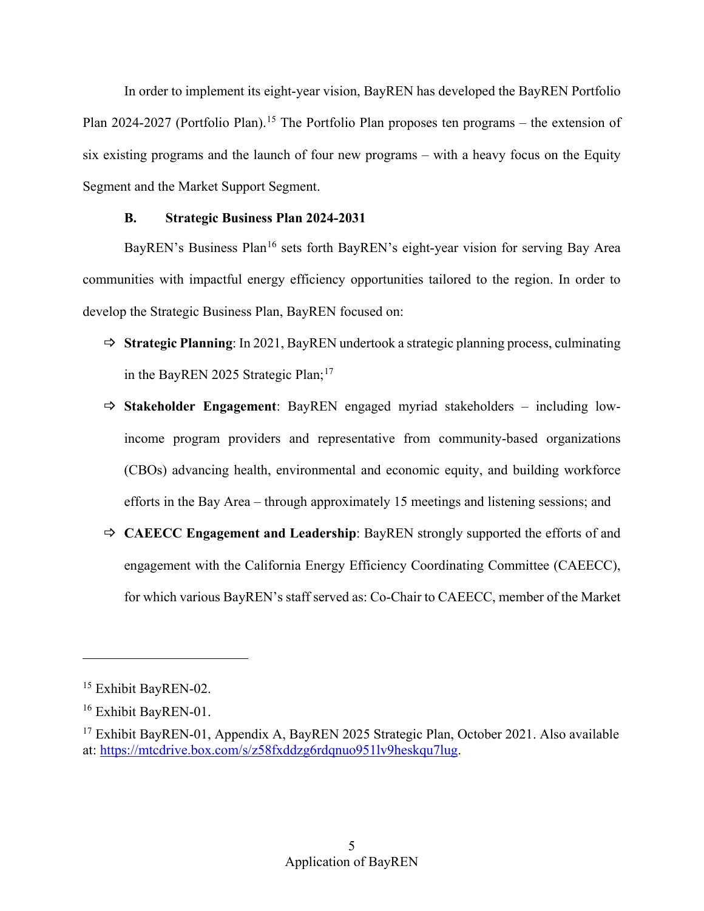In order to implement its eight-year vision, BayREN has developed the BayREN Portfolio Plan 2024-2027 (Portfolio Plan).[15] The Portfolio Plan proposes ten programs – the extension of six existing programs and the launch of four new programs – with a heavy focus on the Equity Segment and the Market Support Segment.

### B. Strategic Business Plan 2024-2031

BayREN's Business Plan[16] sets forth BayREN's eight-year vision for serving Bay Area communities with impactful energy efficiency opportunities tailored to the region. In order to develop the Strategic Business Plan, BayREN focused on:

- ⇨ **Strategic Planning**: In 2021, BayREN undertook a strategic planning process, culminating in the BayREN 2025 Strategic Plan;[17]
- ⇨ **Stakeholder Engagement**: BayREN engaged myriad stakeholders – including low-income program providers and representative from community-based organizations (CBOs) advancing health, environmental and economic equity, and building workforce efforts in the Bay Area – through approximately 15 meetings and listening sessions; and
- ⇨ **CAEECC Engagement and Leadership**: BayREN strongly supported the efforts of and engagement with the California Energy Efficiency Coordinating Committee (CAEECC), for which various BayREN's staff served as: Co-Chair to CAEECC, member of the Market

---

[15] Exhibit BayREN-02.

[16] Exhibit BayREN-01.

[17] Exhibit BayREN-01, Appendix A, BayREN 2025 Strategic Plan, October 2021. Also available at: https://mtcdrive.box.com/s/z58fxddzg6rdqnuo951lv9heskqu7lug.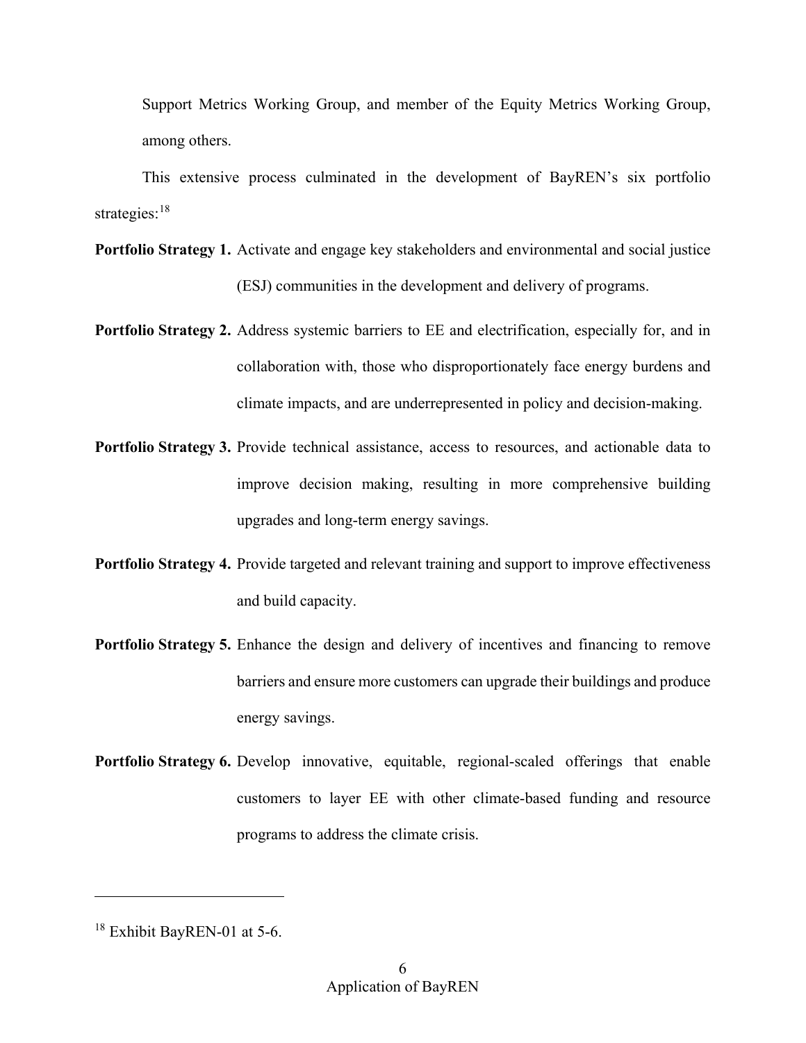Support Metrics Working Group, and member of the Equity Metrics Working Group, among others.

This extensive process culminated in the development of BayREN's six portfolio strategies:[18]

**Portfolio Strategy 1.** Activate and engage key stakeholders and environmental and social justice (ESJ) communities in the development and delivery of programs.

**Portfolio Strategy 2.** Address systemic barriers to EE and electrification, especially for, and in collaboration with, those who disproportionately face energy burdens and climate impacts, and are underrepresented in policy and decision-making.

**Portfolio Strategy 3.** Provide technical assistance, access to resources, and actionable data to improve decision making, resulting in more comprehensive building upgrades and long-term energy savings.

**Portfolio Strategy 4.** Provide targeted and relevant training and support to improve effectiveness and build capacity.

**Portfolio Strategy 5.** Enhance the design and delivery of incentives and financing to remove barriers and ensure more customers can upgrade their buildings and produce energy savings.

**Portfolio Strategy 6.** Develop innovative, equitable, regional-scaled offerings that enable customers to layer EE with other climate-based funding and resource programs to address the climate crisis.

---

[18] Exhibit BayREN-01 at 5-6.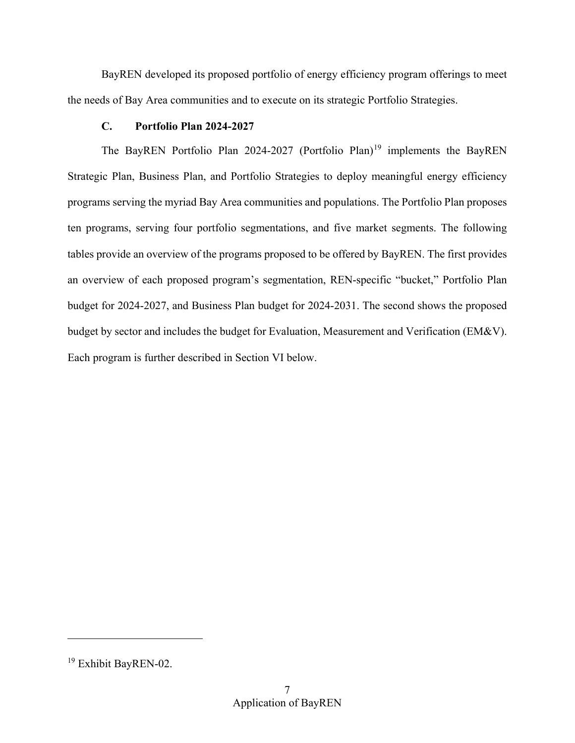BayREN developed its proposed portfolio of energy efficiency program offerings to meet the needs of Bay Area communities and to execute on its strategic Portfolio Strategies.

### C. Portfolio Plan 2024-2027

The BayREN Portfolio Plan 2024-2027 (Portfolio Plan)[19] implements the BayREN Strategic Plan, Business Plan, and Portfolio Strategies to deploy meaningful energy efficiency programs serving the myriad Bay Area communities and populations. The Portfolio Plan proposes ten programs, serving four portfolio segmentations, and five market segments. The following tables provide an overview of the programs proposed to be offered by BayREN. The first provides an overview of each proposed program's segmentation, REN-specific "bucket," Portfolio Plan budget for 2024-2027, and Business Plan budget for 2024-2031. The second shows the proposed budget by sector and includes the budget for Evaluation, Measurement and Verification (EM&V). Each program is further described in Section VI below.

---

[19] Exhibit BayREN-02.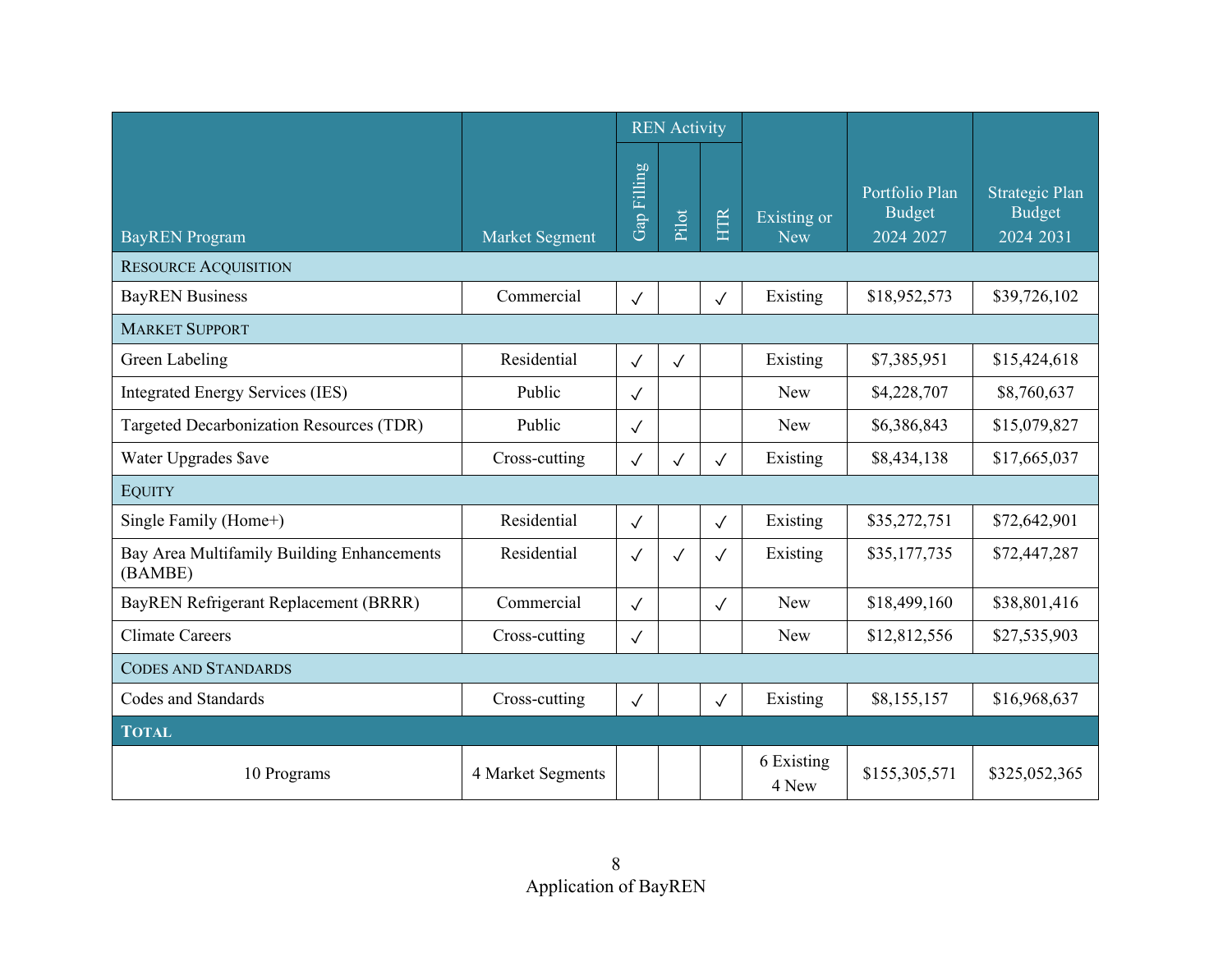| BayREN Program | Market Segment | REN Activity | | | Existing or New | Portfolio Plan Budget 2024 2027 | Strategic Plan Budget 2024 2031 |
|---|---|---|---|---|---|---|---|
| | | Gap Filling | Pilot | HTR | | | |
| RESOURCE ACQUISITION | | | | | | | |
| BayREN Business | Commercial | ✓ | | ✓ | Existing | $18,952,573 | $39,726,102 |
| MARKET SUPPORT | | | | | | | |
| Green Labeling | Residential | ✓ | ✓ | | Existing | $7,385,951 | $15,424,618 |
| Integrated Energy Services (IES) | Public | ✓ | | | New | $4,228,707 | $8,760,637 |
| Targeted Decarbonization Resources (TDR) | Public | ✓ | | | New | $6,386,843 | $15,079,827 |
| Water Upgrades $ave | Cross-cutting | ✓ | ✓ | ✓ | Existing | $8,434,138 | $17,665,037 |
| EQUITY | | | | | | | |
| Single Family (Home+) | Residential | ✓ | | ✓ | Existing | $35,272,751 | $72,642,901 |
| Bay Area Multifamily Building Enhancements (BAMBE) | Residential | ✓ | ✓ | ✓ | Existing | $35,177,735 | $72,447,287 |
| BayREN Refrigerant Replacement (BRRR) | Commercial | ✓ | | ✓ | New | $18,499,160 | $38,801,416 |
| Climate Careers | Cross-cutting | ✓ | | | New | $12,812,556 | $27,535,903 |
| CODES AND STANDARDS | | | | | | | |
| Codes and Standards | Cross-cutting | ✓ | | ✓ | Existing | $8,155,157 | $16,968,637 |
| **TOTAL** | | | | | | | |
| 10 Programs | 4 Market Segments | | | | 6 Existing 4 New | $155,305,571 | $325,052,365 |

Application of BayREN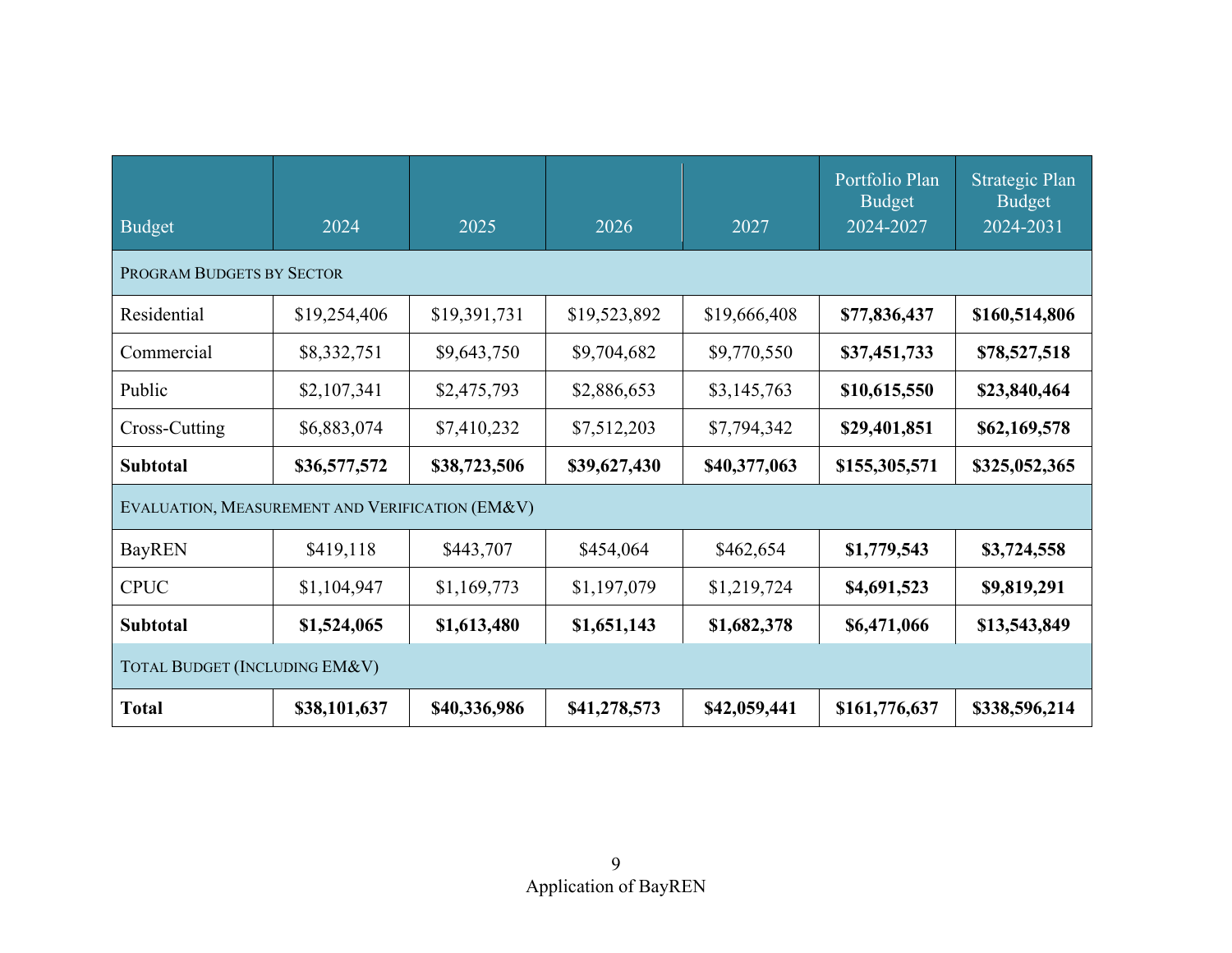| Budget | 2024 | 2025 | 2026 | 2027 | Portfolio Plan Budget 2024-2027 | Strategic Plan Budget 2024-2031 |
|---|---|---|---|---|---|---|
| PROGRAM BUDGETS BY SECTOR | | | | | | |
| Residential | $19,254,406 | $19,391,731 | $19,523,892 | $19,666,408 | **$77,836,437** | **$160,514,806** |
| Commercial | $8,332,751 | $9,643,750 | $9,704,682 | $9,770,550 | **$37,451,733** | **$78,527,518** |
| Public | $2,107,341 | $2,475,793 | $2,886,653 | $3,145,763 | **$10,615,550** | **$23,840,464** |
| Cross-Cutting | $6,883,074 | $7,410,232 | $7,512,203 | $7,794,342 | **$29,401,851** | **$62,169,578** |
| **Subtotal** | **$36,577,572** | **$38,723,506** | **$39,627,430** | **$40,377,063** | **$155,305,571** | **$325,052,365** |
| EVALUATION, MEASUREMENT AND VERIFICATION (EM&V) | | | | | | |
| BayREN | $419,118 | $443,707 | $454,064 | $462,654 | **$1,779,543** | **$3,724,558** |
| CPUC | $1,104,947 | $1,169,773 | $1,197,079 | $1,219,724 | **$4,691,523** | **$9,819,291** |
| **Subtotal** | **$1,524,065** | **$1,613,480** | **$1,651,143** | **$1,682,378** | **$6,471,066** | **$13,543,849** |
| TOTAL BUDGET (INCLUDING EM&V) | | | | | | |
| **Total** | **$38,101,637** | **$40,336,986** | **$41,278,573** | **$42,059,441** | **$161,776,637** | **$338,596,214** |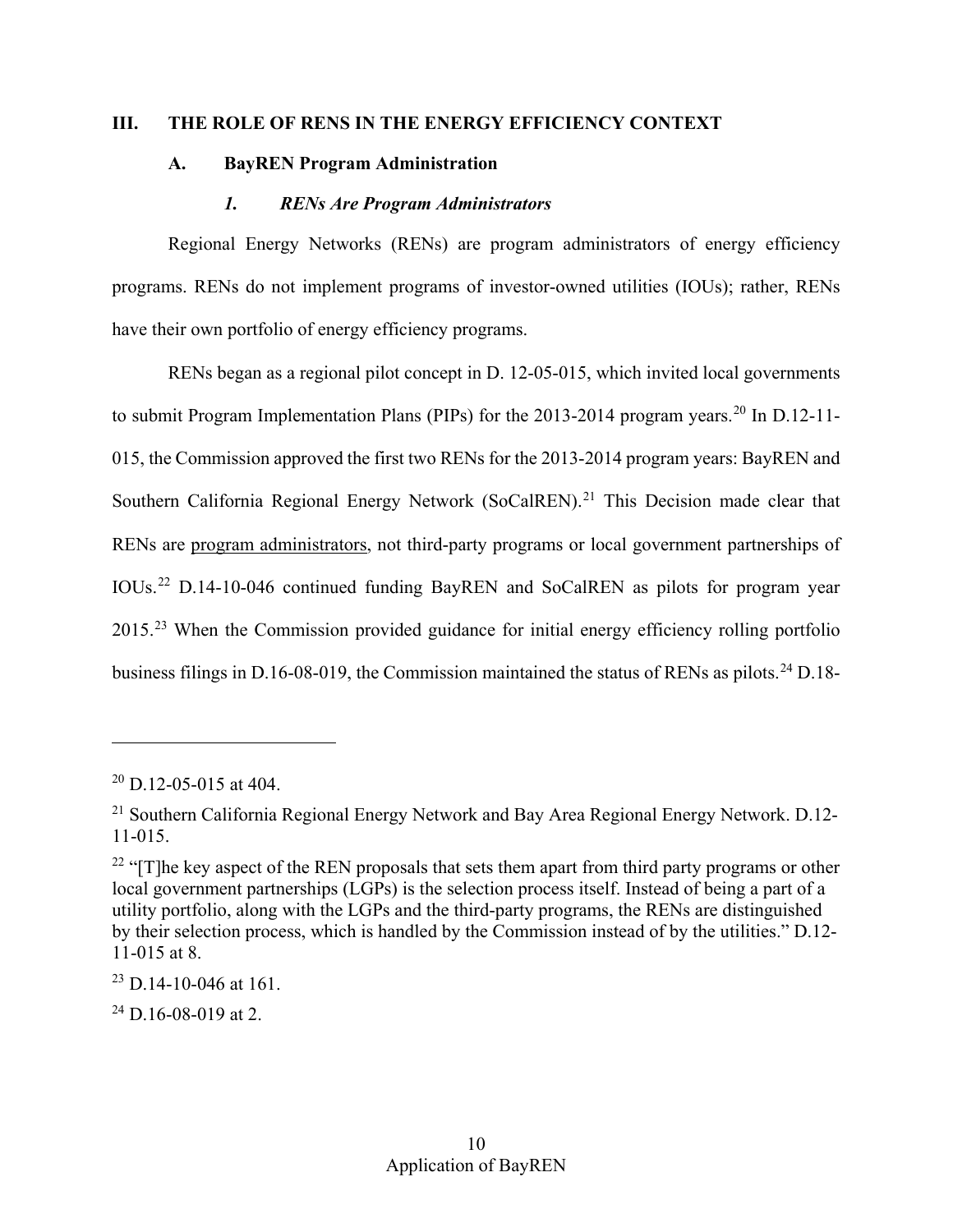## III. THE ROLE OF RENS IN THE ENERGY EFFICIENCY CONTEXT

### A. BayREN Program Administration

#### *1. RENs Are Program Administrators*

Regional Energy Networks (RENs) are program administrators of energy efficiency programs. RENs do not implement programs of investor-owned utilities (IOUs); rather, RENs have their own portfolio of energy efficiency programs.

RENs began as a regional pilot concept in D. 12-05-015, which invited local governments to submit Program Implementation Plans (PIPs) for the 2013-2014 program years.[20] In D.12-11-015, the Commission approved the first two RENs for the 2013-2014 program years: BayREN and Southern California Regional Energy Network (SoCalREN).[21] This Decision made clear that RENs are <u>program administrators</u>, not third-party programs or local government partnerships of IOUs.[22] D.14-10-046 continued funding BayREN and SoCalREN as pilots for program year 2015.[23] When the Commission provided guidance for initial energy efficiency rolling portfolio business filings in D.16-08-019, the Commission maintained the status of RENs as pilots.[24] D.18-

---

[20] D.12-05-015 at 404.

[21] Southern California Regional Energy Network and Bay Area Regional Energy Network. D.12-11-015.

[22] "[T]he key aspect of the REN proposals that sets them apart from third party programs or other local government partnerships (LGPs) is the selection process itself. Instead of being a part of a utility portfolio, along with the LGPs and the third-party programs, the RENs are distinguished by their selection process, which is handled by the Commission instead of by the utilities." D.12-11-015 at 8.

[23] D.14-10-046 at 161.

[24] D.16-08-019 at 2.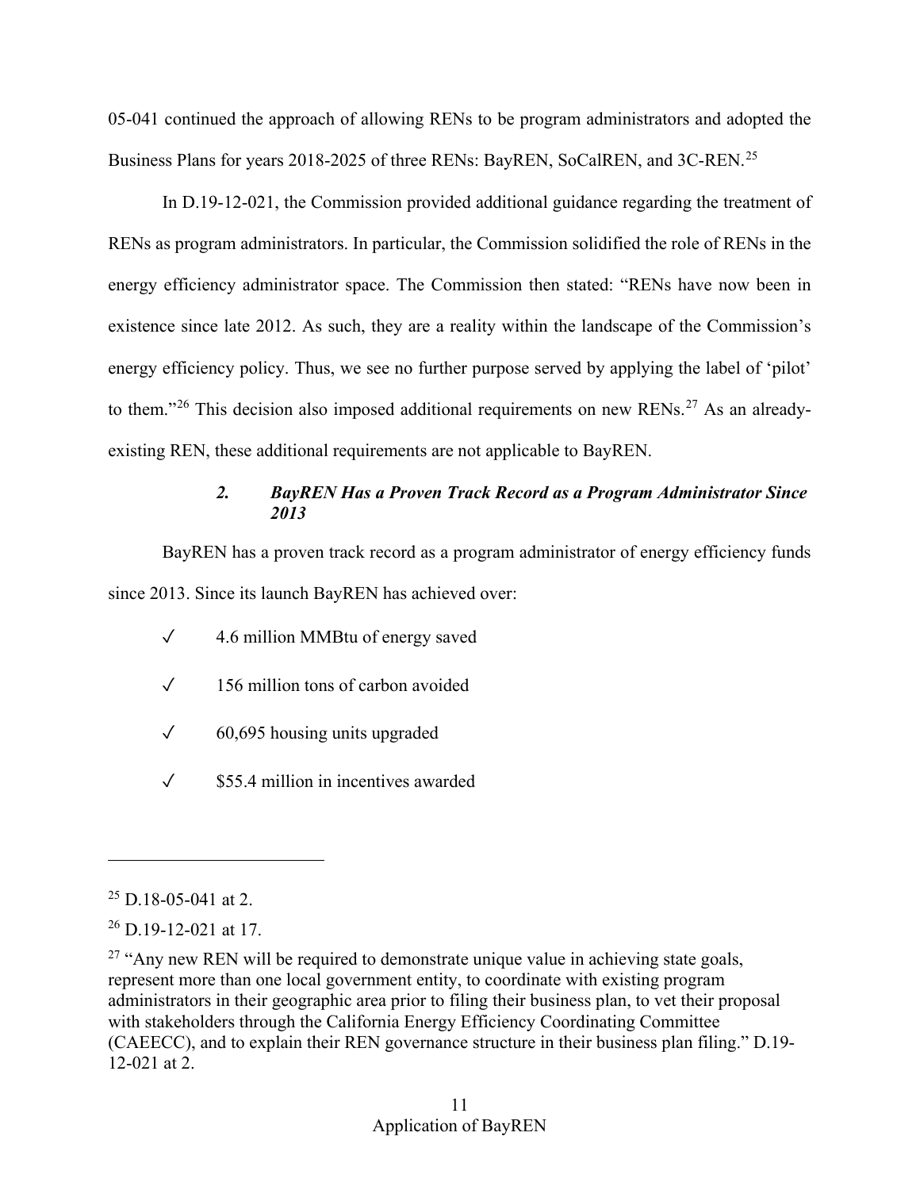05-041 continued the approach of allowing RENs to be program administrators and adopted the Business Plans for years 2018-2025 of three RENs: BayREN, SoCalREN, and 3C-REN.[25]

In D.19-12-021, the Commission provided additional guidance regarding the treatment of RENs as program administrators. In particular, the Commission solidified the role of RENs in the energy efficiency administrator space. The Commission then stated: "RENs have now been in existence since late 2012. As such, they are a reality within the landscape of the Commission's energy efficiency policy. Thus, we see no further purpose served by applying the label of 'pilot' to them."[26] This decision also imposed additional requirements on new RENs.[27] As an already-existing REN, these additional requirements are not applicable to BayREN.

### *2. BayREN Has a Proven Track Record as a Program Administrator Since 2013*

BayREN has a proven track record as a program administrator of energy efficiency funds since 2013. Since its launch BayREN has achieved over:

- ✓ 4.6 million MMBtu of energy saved
- ✓ 156 million tons of carbon avoided
- ✓ 60,695 housing units upgraded
- ✓ $55.4 million in incentives awarded

---

[25] D.18-05-041 at 2.

[26] D.19-12-021 at 17.

[27] "Any new REN will be required to demonstrate unique value in achieving state goals, represent more than one local government entity, to coordinate with existing program administrators in their geographic area prior to filing their business plan, to vet their proposal with stakeholders through the California Energy Efficiency Coordinating Committee (CAEECC), and to explain their REN governance structure in their business plan filing." D.19-12-021 at 2.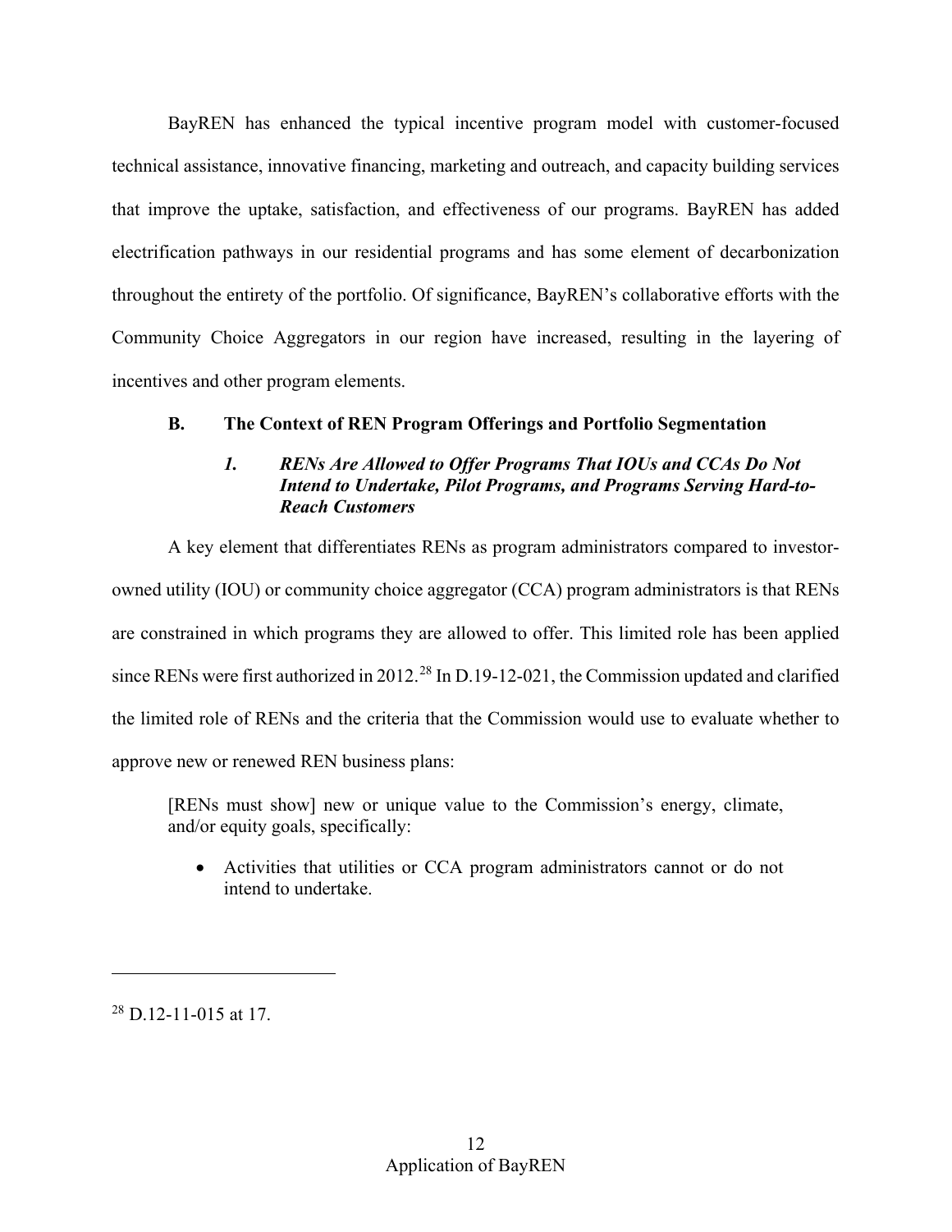BayREN has enhanced the typical incentive program model with customer-focused technical assistance, innovative financing, marketing and outreach, and capacity building services that improve the uptake, satisfaction, and effectiveness of our programs. BayREN has added electrification pathways in our residential programs and has some element of decarbonization throughout the entirety of the portfolio. Of significance, BayREN's collaborative efforts with the Community Choice Aggregators in our region have increased, resulting in the layering of incentives and other program elements.

### B. The Context of REN Program Offerings and Portfolio Segmentation

#### *1. RENs Are Allowed to Offer Programs That IOUs and CCAs Do Not Intend to Undertake, Pilot Programs, and Programs Serving Hard-to-Reach Customers*

A key element that differentiates RENs as program administrators compared to investor-owned utility (IOU) or community choice aggregator (CCA) program administrators is that RENs are constrained in which programs they are allowed to offer. This limited role has been applied since RENs were first authorized in 2012.[28] In D.19-12-021, the Commission updated and clarified the limited role of RENs and the criteria that the Commission would use to evaluate whether to approve new or renewed REN business plans:

> [RENs must show] new or unique value to the Commission's energy, climate, and/or equity goals, specifically:
>
> - Activities that utilities or CCA program administrators cannot or do not intend to undertake.

---

[28] D.12-11-015 at 17.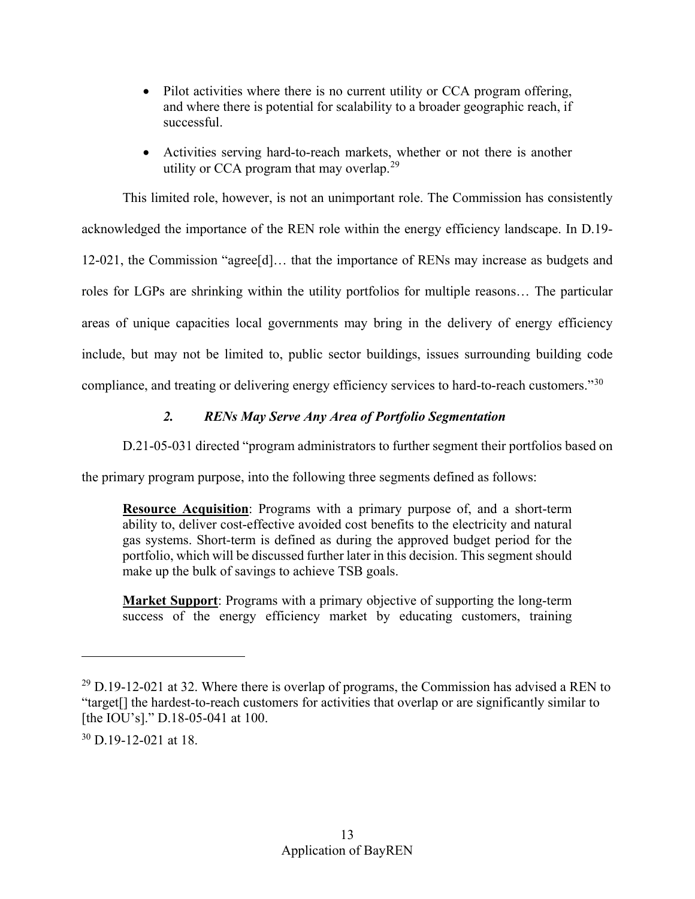- Pilot activities where there is no current utility or CCA program offering, and where there is potential for scalability to a broader geographic reach, if successful.
- Activities serving hard-to-reach markets, whether or not there is another utility or CCA program that may overlap.[29]

This limited role, however, is not an unimportant role. The Commission has consistently acknowledged the importance of the REN role within the energy efficiency landscape. In D.19-12-021, the Commission "agree[d]… that the importance of RENs may increase as budgets and roles for LGPs are shrinking within the utility portfolios for multiple reasons… The particular areas of unique capacities local governments may bring in the delivery of energy efficiency include, but may not be limited to, public sector buildings, issues surrounding building code compliance, and treating or delivering energy efficiency services to hard-to-reach customers."[30]

### *2. RENs May Serve Any Area of Portfolio Segmentation*

D.21-05-031 directed "program administrators to further segment their portfolios based on the primary program purpose, into the following three segments defined as follows:

> **Resource Acquisition**: Programs with a primary purpose of, and a short-term ability to, deliver cost-effective avoided cost benefits to the electricity and natural gas systems. Short-term is defined as during the approved budget period for the portfolio, which will be discussed further later in this decision. This segment should make up the bulk of savings to achieve TSB goals.
>
> **Market Support**: Programs with a primary objective of supporting the long-term success of the energy efficiency market by educating customers, training

---

[29] D.19-12-021 at 32. Where there is overlap of programs, the Commission has advised a REN to "target[] the hardest-to-reach customers for activities that overlap or are significantly similar to [the IOU's]." D.18-05-041 at 100.

[30] D.19-12-021 at 18.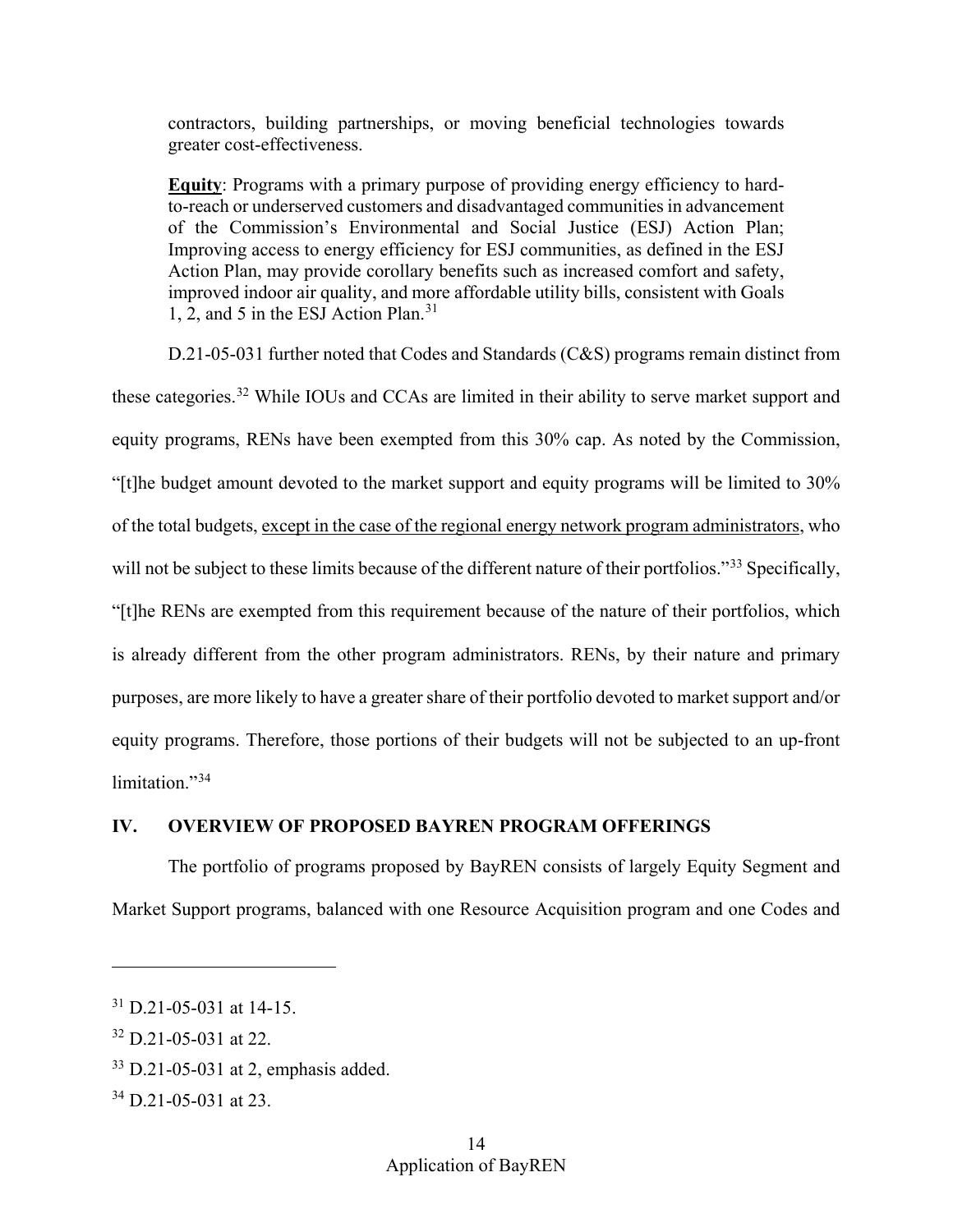contractors, building partnerships, or moving beneficial technologies towards greater cost-effectiveness.

**<u>Equity</u>**: Programs with a primary purpose of providing energy efficiency to hard-to-reach or underserved customers and disadvantaged communities in advancement of the Commission's Environmental and Social Justice (ESJ) Action Plan; Improving access to energy efficiency for ESJ communities, as defined in the ESJ Action Plan, may provide corollary benefits such as increased comfort and safety, improved indoor air quality, and more affordable utility bills, consistent with Goals 1, 2, and 5 in the ESJ Action Plan.[31]

D.21-05-031 further noted that Codes and Standards (C&S) programs remain distinct from these categories.[32] While IOUs and CCAs are limited in their ability to serve market support and equity programs, RENs have been exempted from this 30% cap. As noted by the Commission, "[t]he budget amount devoted to the market support and equity programs will be limited to 30% of the total budgets, <u>except in the case of the regional energy network program administrators</u>, who will not be subject to these limits because of the different nature of their portfolios."[33] Specifically, "[t]he RENs are exempted from this requirement because of the nature of their portfolios, which is already different from the other program administrators. RENs, by their nature and primary purposes, are more likely to have a greater share of their portfolio devoted to market support and/or equity programs. Therefore, those portions of their budgets will not be subjected to an up-front limitation."[34]

## IV. OVERVIEW OF PROPOSED BAYREN PROGRAM OFFERINGS

The portfolio of programs proposed by BayREN consists of largely Equity Segment and Market Support programs, balanced with one Resource Acquisition program and one Codes and

---

[31] D.21-05-031 at 14-15.

[32] D.21-05-031 at 22.

[33] D.21-05-031 at 2, emphasis added.

[34] D.21-05-031 at 23.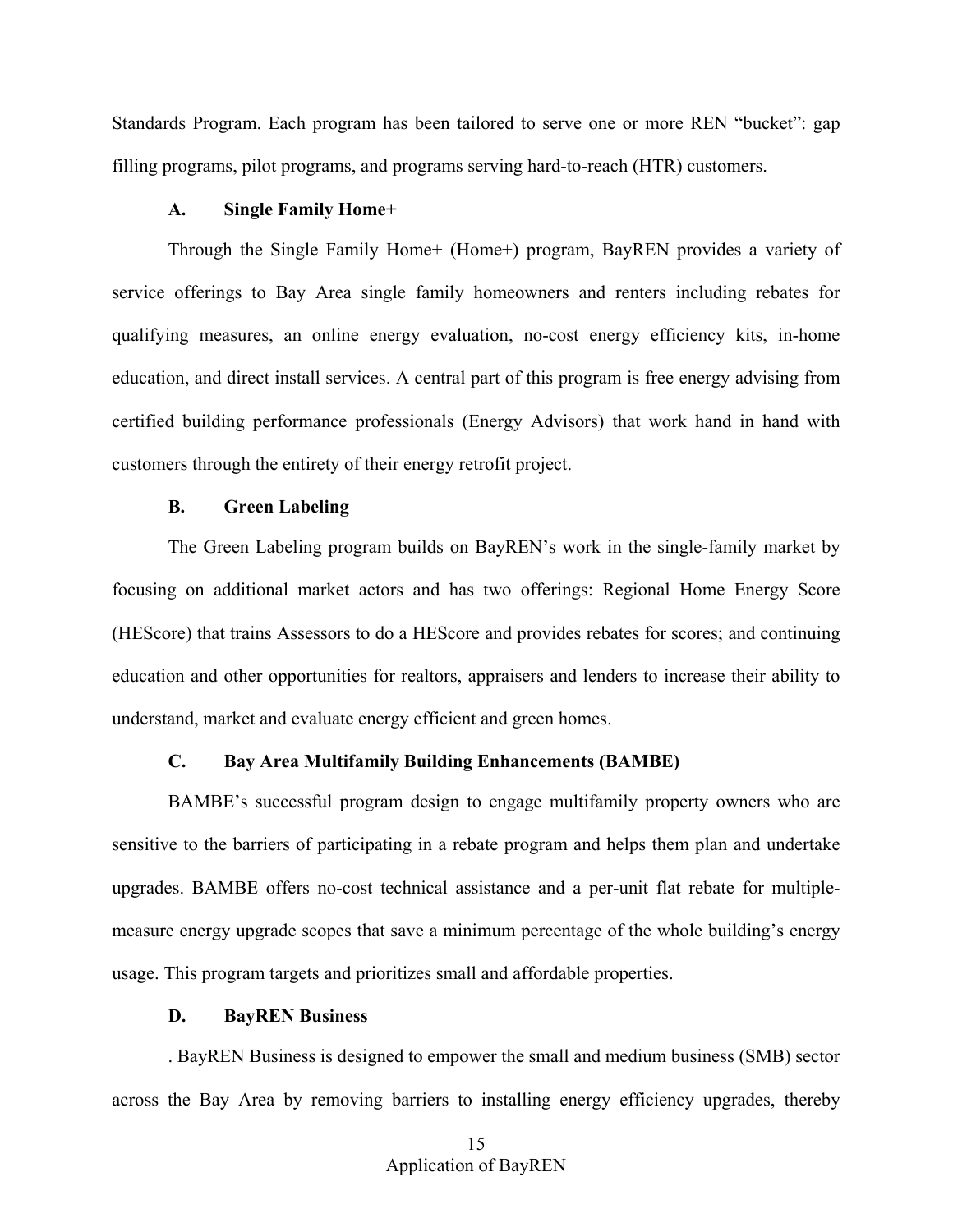Standards Program. Each program has been tailored to serve one or more REN "bucket": gap filling programs, pilot programs, and programs serving hard-to-reach (HTR) customers.

### A. Single Family Home+

Through the Single Family Home+ (Home+) program, BayREN provides a variety of service offerings to Bay Area single family homeowners and renters including rebates for qualifying measures, an online energy evaluation, no-cost energy efficiency kits, in-home education, and direct install services. A central part of this program is free energy advising from certified building performance professionals (Energy Advisors) that work hand in hand with customers through the entirety of their energy retrofit project.

### B. Green Labeling

The Green Labeling program builds on BayREN's work in the single-family market by focusing on additional market actors and has two offerings: Regional Home Energy Score (HEScore) that trains Assessors to do a HEScore and provides rebates for scores; and continuing education and other opportunities for realtors, appraisers and lenders to increase their ability to understand, market and evaluate energy efficient and green homes.

### C. Bay Area Multifamily Building Enhancements (BAMBE)

BAMBE's successful program design to engage multifamily property owners who are sensitive to the barriers of participating in a rebate program and helps them plan and undertake upgrades. BAMBE offers no-cost technical assistance and a per-unit flat rebate for multiple-measure energy upgrade scopes that save a minimum percentage of the whole building's energy usage. This program targets and prioritizes small and affordable properties.

### D. BayREN Business

. BayREN Business is designed to empower the small and medium business (SMB) sector across the Bay Area by removing barriers to installing energy efficiency upgrades, thereby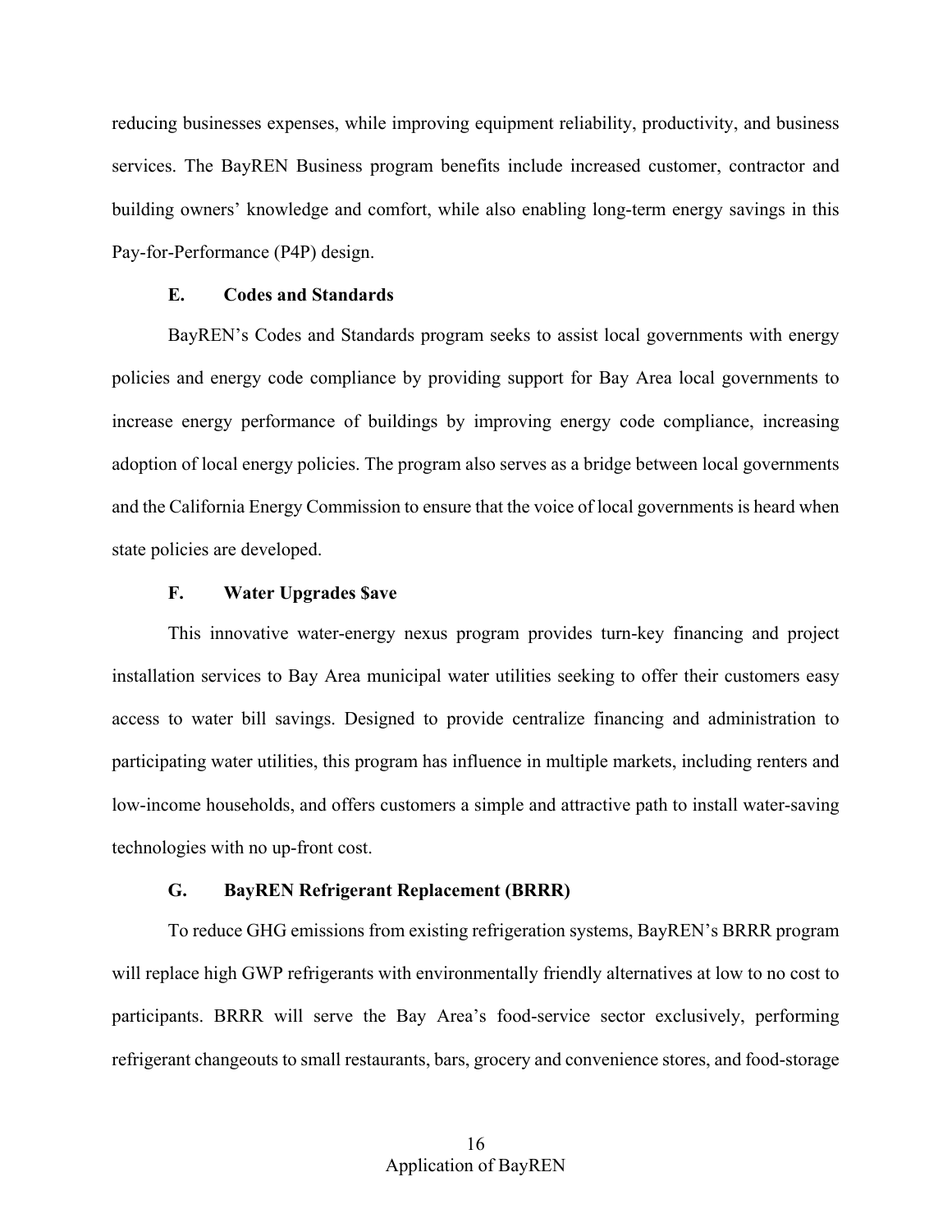reducing businesses expenses, while improving equipment reliability, productivity, and business services. The BayREN Business program benefits include increased customer, contractor and building owners' knowledge and comfort, while also enabling long-term energy savings in this Pay-for-Performance (P4P) design.

### E. Codes and Standards

BayREN's Codes and Standards program seeks to assist local governments with energy policies and energy code compliance by providing support for Bay Area local governments to increase energy performance of buildings by improving energy code compliance, increasing adoption of local energy policies. The program also serves as a bridge between local governments and the California Energy Commission to ensure that the voice of local governments is heard when state policies are developed.

### F. Water Upgrades $ave

This innovative water-energy nexus program provides turn-key financing and project installation services to Bay Area municipal water utilities seeking to offer their customers easy access to water bill savings. Designed to provide centralize financing and administration to participating water utilities, this program has influence in multiple markets, including renters and low-income households, and offers customers a simple and attractive path to install water-saving technologies with no up-front cost.

### G. BayREN Refrigerant Replacement (BRRR)

To reduce GHG emissions from existing refrigeration systems, BayREN's BRRR program will replace high GWP refrigerants with environmentally friendly alternatives at low to no cost to participants. BRRR will serve the Bay Area's food-service sector exclusively, performing refrigerant changeouts to small restaurants, bars, grocery and convenience stores, and food-storage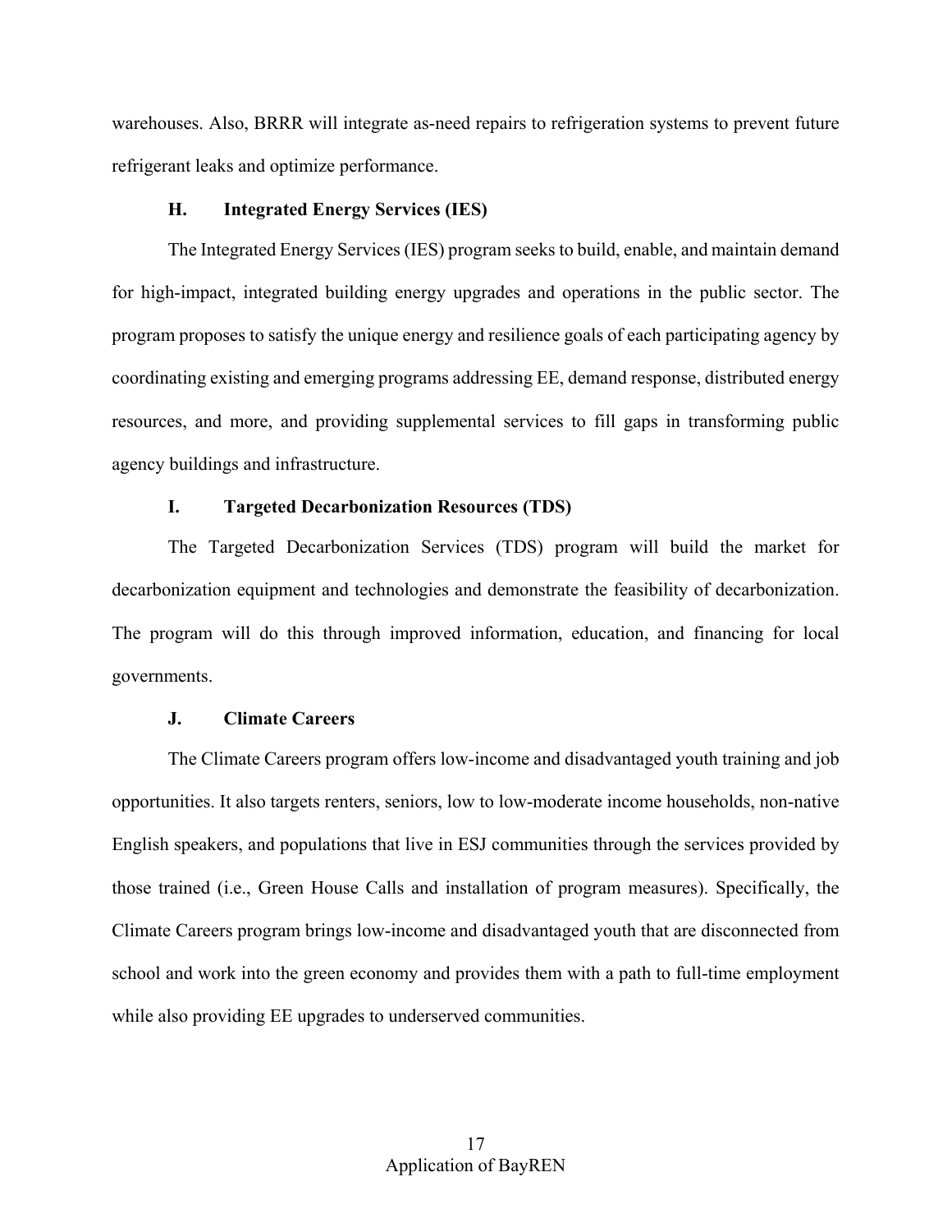warehouses. Also, BRRR will integrate as-need repairs to refrigeration systems to prevent future refrigerant leaks and optimize performance.

### H. Integrated Energy Services (IES)

The Integrated Energy Services (IES) program seeks to build, enable, and maintain demand for high-impact, integrated building energy upgrades and operations in the public sector. The program proposes to satisfy the unique energy and resilience goals of each participating agency by coordinating existing and emerging programs addressing EE, demand response, distributed energy resources, and more, and providing supplemental services to fill gaps in transforming public agency buildings and infrastructure.

### I. Targeted Decarbonization Resources (TDS)

The Targeted Decarbonization Services (TDS) program will build the market for decarbonization equipment and technologies and demonstrate the feasibility of decarbonization. The program will do this through improved information, education, and financing for local governments.

### J. Climate Careers

The Climate Careers program offers low-income and disadvantaged youth training and job opportunities. It also targets renters, seniors, low to low-moderate income households, non-native English speakers, and populations that live in ESJ communities through the services provided by those trained (i.e., Green House Calls and installation of program measures). Specifically, the Climate Careers program brings low-income and disadvantaged youth that are disconnected from school and work into the green economy and provides them with a path to full-time employment while also providing EE upgrades to underserved communities.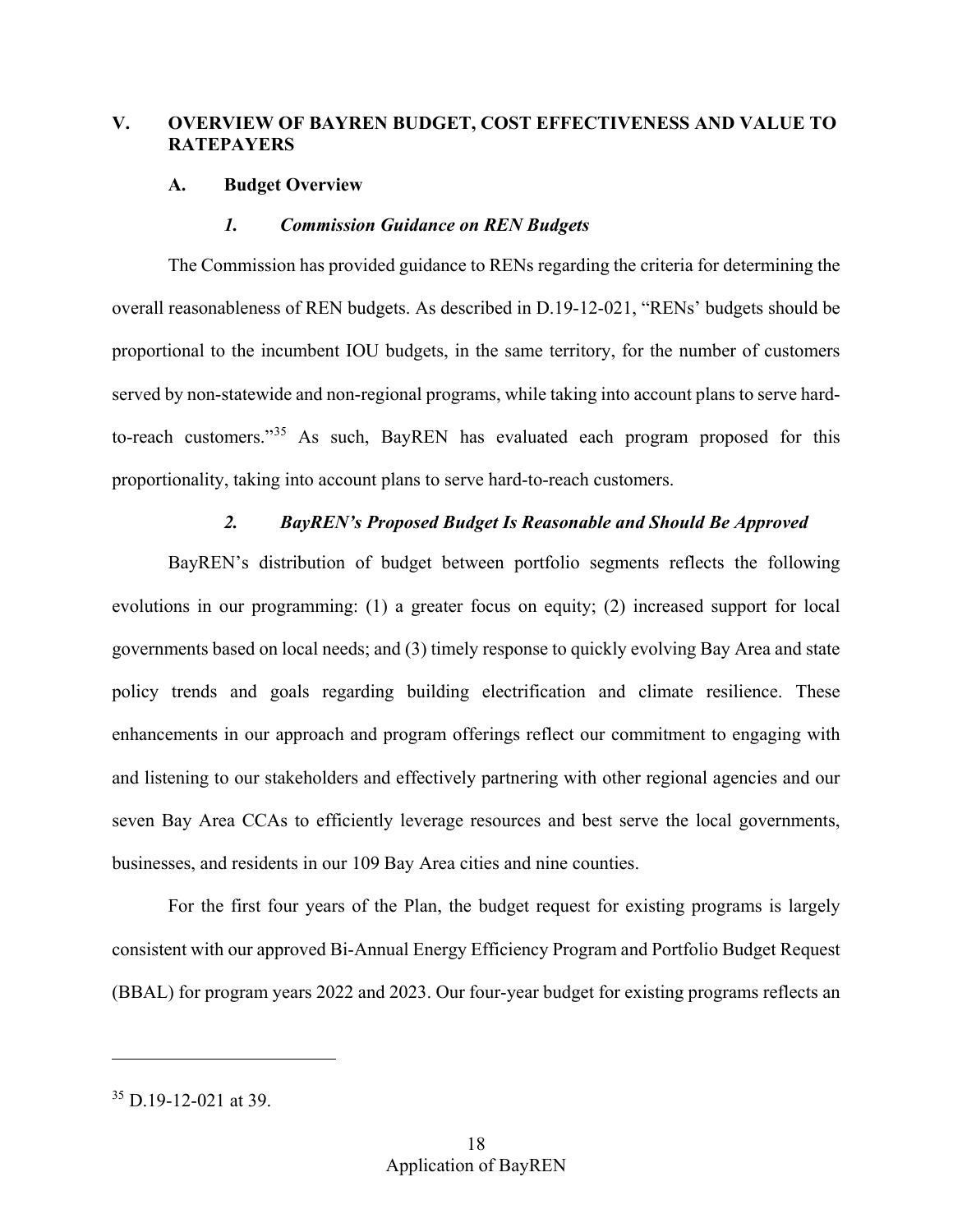# V. OVERVIEW OF BAYREN BUDGET, COST EFFECTIVENESS AND VALUE TO RATEPAYERS

## A. Budget Overview

### *1. Commission Guidance on REN Budgets*

The Commission has provided guidance to RENs regarding the criteria for determining the overall reasonableness of REN budgets. As described in D.19-12-021, "RENs' budgets should be proportional to the incumbent IOU budgets, in the same territory, for the number of customers served by non-statewide and non-regional programs, while taking into account plans to serve hard-to-reach customers."[35] As such, BayREN has evaluated each program proposed for this proportionality, taking into account plans to serve hard-to-reach customers.

### *2. BayREN's Proposed Budget Is Reasonable and Should Be Approved*

BayREN's distribution of budget between portfolio segments reflects the following evolutions in our programming: (1) a greater focus on equity; (2) increased support for local governments based on local needs; and (3) timely response to quickly evolving Bay Area and state policy trends and goals regarding building electrification and climate resilience. These enhancements in our approach and program offerings reflect our commitment to engaging with and listening to our stakeholders and effectively partnering with other regional agencies and our seven Bay Area CCAs to efficiently leverage resources and best serve the local governments, businesses, and residents in our 109 Bay Area cities and nine counties.

For the first four years of the Plan, the budget request for existing programs is largely consistent with our approved Bi-Annual Energy Efficiency Program and Portfolio Budget Request (BBAL) for program years 2022 and 2023. Our four-year budget for existing programs reflects an

---

[35] D.19-12-021 at 39.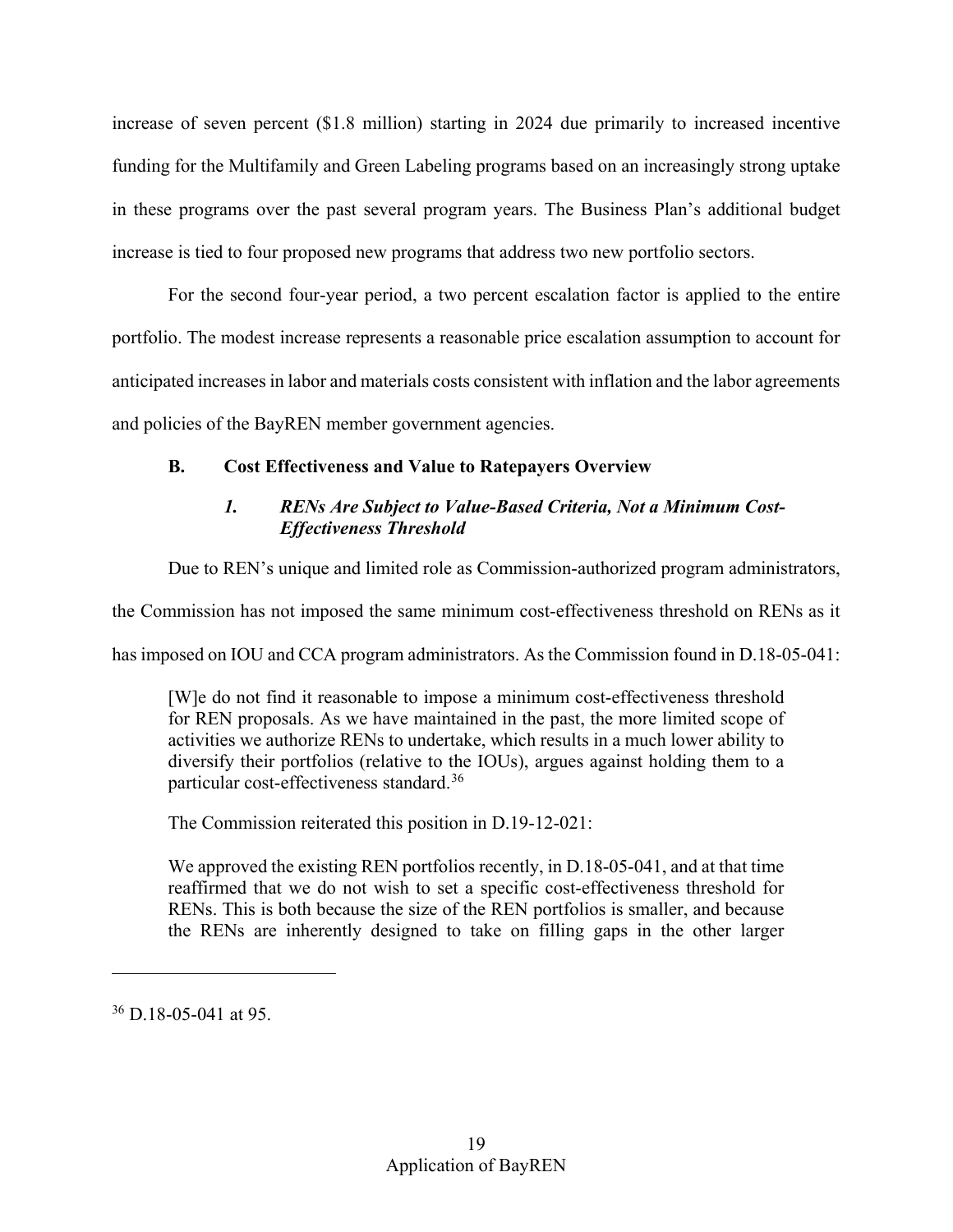increase of seven percent ($1.8 million) starting in 2024 due primarily to increased incentive funding for the Multifamily and Green Labeling programs based on an increasingly strong uptake in these programs over the past several program years. The Business Plan's additional budget increase is tied to four proposed new programs that address two new portfolio sectors.

For the second four-year period, a two percent escalation factor is applied to the entire portfolio. The modest increase represents a reasonable price escalation assumption to account for anticipated increases in labor and materials costs consistent with inflation and the labor agreements and policies of the BayREN member government agencies.

### B. Cost Effectiveness and Value to Ratepayers Overview

#### *1. RENs Are Subject to Value-Based Criteria, Not a Minimum Cost-Effectiveness Threshold*

Due to REN's unique and limited role as Commission-authorized program administrators, the Commission has not imposed the same minimum cost-effectiveness threshold on RENs as it has imposed on IOU and CCA program administrators. As the Commission found in D.18-05-041:

> [W]e do not find it reasonable to impose a minimum cost-effectiveness threshold for REN proposals. As we have maintained in the past, the more limited scope of activities we authorize RENs to undertake, which results in a much lower ability to diversify their portfolios (relative to the IOUs), argues against holding them to a particular cost-effectiveness standard.[36]

The Commission reiterated this position in D.19-12-021:

> We approved the existing REN portfolios recently, in D.18-05-041, and at that time reaffirmed that we do not wish to set a specific cost-effectiveness threshold for RENs. This is both because the size of the REN portfolios is smaller, and because the RENs are inherently designed to take on filling gaps in the other larger

---

[36] D.18-05-041 at 95.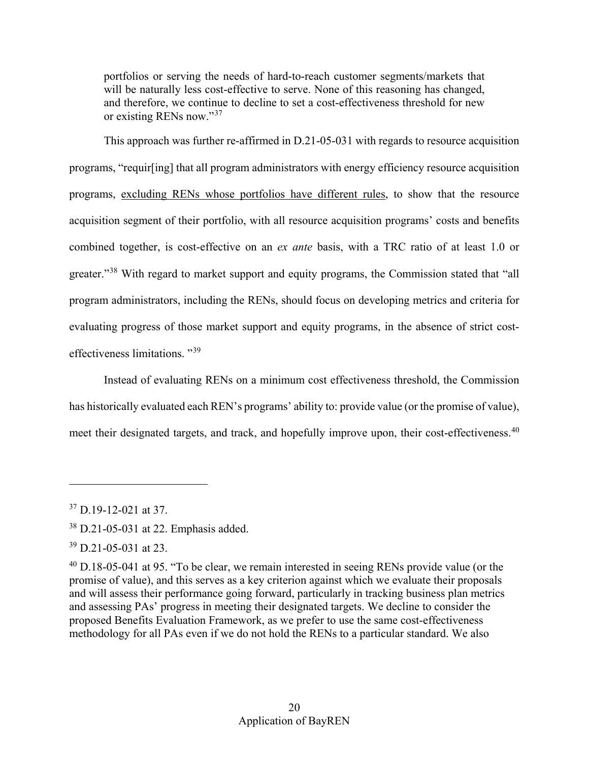portfolios or serving the needs of hard-to-reach customer segments/markets that will be naturally less cost-effective to serve. None of this reasoning has changed, and therefore, we continue to decline to set a cost-effectiveness threshold for new or existing RENs now."[37]

This approach was further re-affirmed in D.21-05-031 with regards to resource acquisition programs, "requir[ing] that all program administrators with energy efficiency resource acquisition programs, <u>excluding RENs whose portfolios have different rules</u>, to show that the resource acquisition segment of their portfolio, with all resource acquisition programs' costs and benefits combined together, is cost-effective on an *ex ante* basis, with a TRC ratio of at least 1.0 or greater."[38] With regard to market support and equity programs, the Commission stated that "all program administrators, including the RENs, should focus on developing metrics and criteria for evaluating progress of those market support and equity programs, in the absence of strict cost-effectiveness limitations. "[39]

Instead of evaluating RENs on a minimum cost effectiveness threshold, the Commission has historically evaluated each REN's programs' ability to: provide value (or the promise of value), meet their designated targets, and track, and hopefully improve upon, their cost-effectiveness.[40]

---

[37] D.19-12-021 at 37.

[38] D.21-05-031 at 22. Emphasis added.

[39] D.21-05-031 at 23.

[40] D.18-05-041 at 95. "To be clear, we remain interested in seeing RENs provide value (or the promise of value), and this serves as a key criterion against which we evaluate their proposals and will assess their performance going forward, particularly in tracking business plan metrics and assessing PAs' progress in meeting their designated targets. We decline to consider the proposed Benefits Evaluation Framework, as we prefer to use the same cost-effectiveness methodology for all PAs even if we do not hold the RENs to a particular standard. We also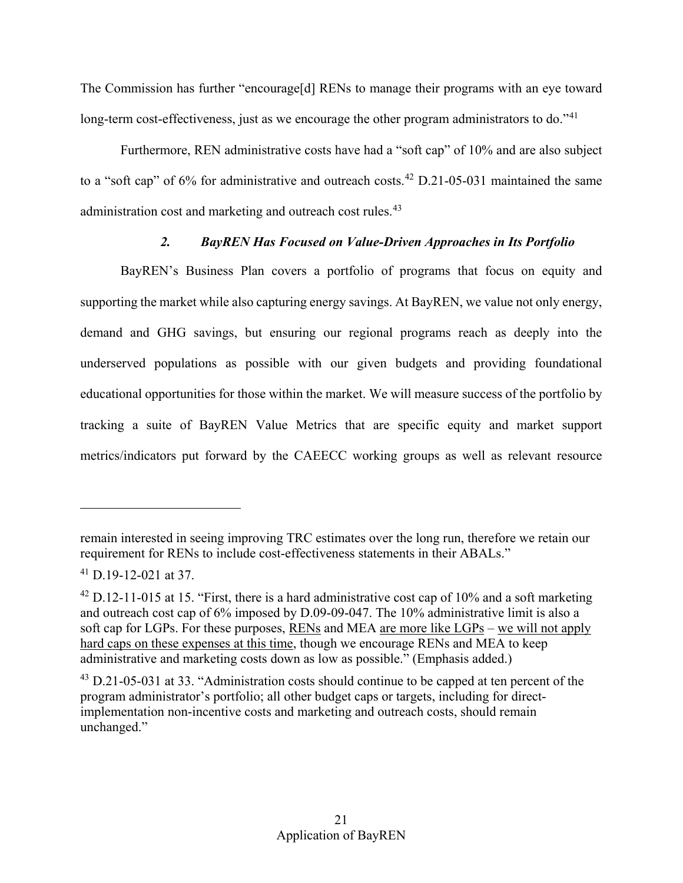The Commission has further "encourage[d] RENs to manage their programs with an eye toward long-term cost-effectiveness, just as we encourage the other program administrators to do."[41]

Furthermore, REN administrative costs have had a "soft cap" of 10% and are also subject to a "soft cap" of 6% for administrative and outreach costs.[42] D.21-05-031 maintained the same administration cost and marketing and outreach cost rules.[43]

### *2. BayREN Has Focused on Value-Driven Approaches in Its Portfolio*

BayREN's Business Plan covers a portfolio of programs that focus on equity and supporting the market while also capturing energy savings. At BayREN, we value not only energy, demand and GHG savings, but ensuring our regional programs reach as deeply into the underserved populations as possible with our given budgets and providing foundational educational opportunities for those within the market. We will measure success of the portfolio by tracking a suite of BayREN Value Metrics that are specific equity and market support metrics/indicators put forward by the CAEECC working groups as well as relevant resource

---

remain interested in seeing improving TRC estimates over the long run, therefore we retain our requirement for RENs to include cost-effectiveness statements in their ABALs."

[41] D.19-12-021 at 37.

[42] D.12-11-015 at 15. "First, there is a hard administrative cost cap of 10% and a soft marketing and outreach cost cap of 6% imposed by D.09-09-047. The 10% administrative limit is also a soft cap for LGPs. For these purposes, <u>RENs</u> and MEA <u>are more like LGPs</u> – <u>we will not apply hard caps on these expenses at this time</u>, though we encourage RENs and MEA to keep administrative and marketing costs down as low as possible." (Emphasis added.)

[43] D.21-05-031 at 33. "Administration costs should continue to be capped at ten percent of the program administrator's portfolio; all other budget caps or targets, including for direct-implementation non-incentive costs and marketing and outreach costs, should remain unchanged."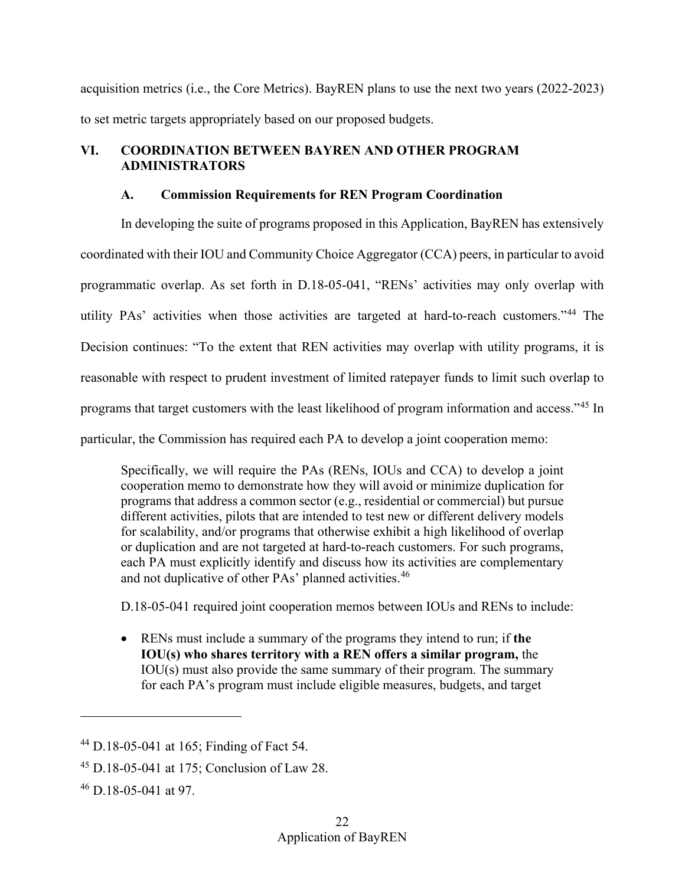acquisition metrics (i.e., the Core Metrics). BayREN plans to use the next two years (2022-2023) to set metric targets appropriately based on our proposed budgets.

## VI. COORDINATION BETWEEN BAYREN AND OTHER PROGRAM ADMINISTRATORS

### A. Commission Requirements for REN Program Coordination

In developing the suite of programs proposed in this Application, BayREN has extensively coordinated with their IOU and Community Choice Aggregator (CCA) peers, in particular to avoid programmatic overlap. As set forth in D.18-05-041, "RENs' activities may only overlap with utility PAs' activities when those activities are targeted at hard-to-reach customers."[44] The Decision continues: "To the extent that REN activities may overlap with utility programs, it is reasonable with respect to prudent investment of limited ratepayer funds to limit such overlap to programs that target customers with the least likelihood of program information and access."[45] In particular, the Commission has required each PA to develop a joint cooperation memo:

> Specifically, we will require the PAs (RENs, IOUs and CCA) to develop a joint cooperation memo to demonstrate how they will avoid or minimize duplication for programs that address a common sector (e.g., residential or commercial) but pursue different activities, pilots that are intended to test new or different delivery models for scalability, and/or programs that otherwise exhibit a high likelihood of overlap or duplication and are not targeted at hard-to-reach customers. For such programs, each PA must explicitly identify and discuss how its activities are complementary and not duplicative of other PAs' planned activities.[46]

D.18-05-041 required joint cooperation memos between IOUs and RENs to include:

- RENs must include a summary of the programs they intend to run; if **the IOU(s) who shares territory with a REN offers a similar program,** the IOU(s) must also provide the same summary of their program. The summary for each PA's program must include eligible measures, budgets, and target

---

[44] D.18-05-041 at 165; Finding of Fact 54.

[45] D.18-05-041 at 175; Conclusion of Law 28.

[46] D.18-05-041 at 97.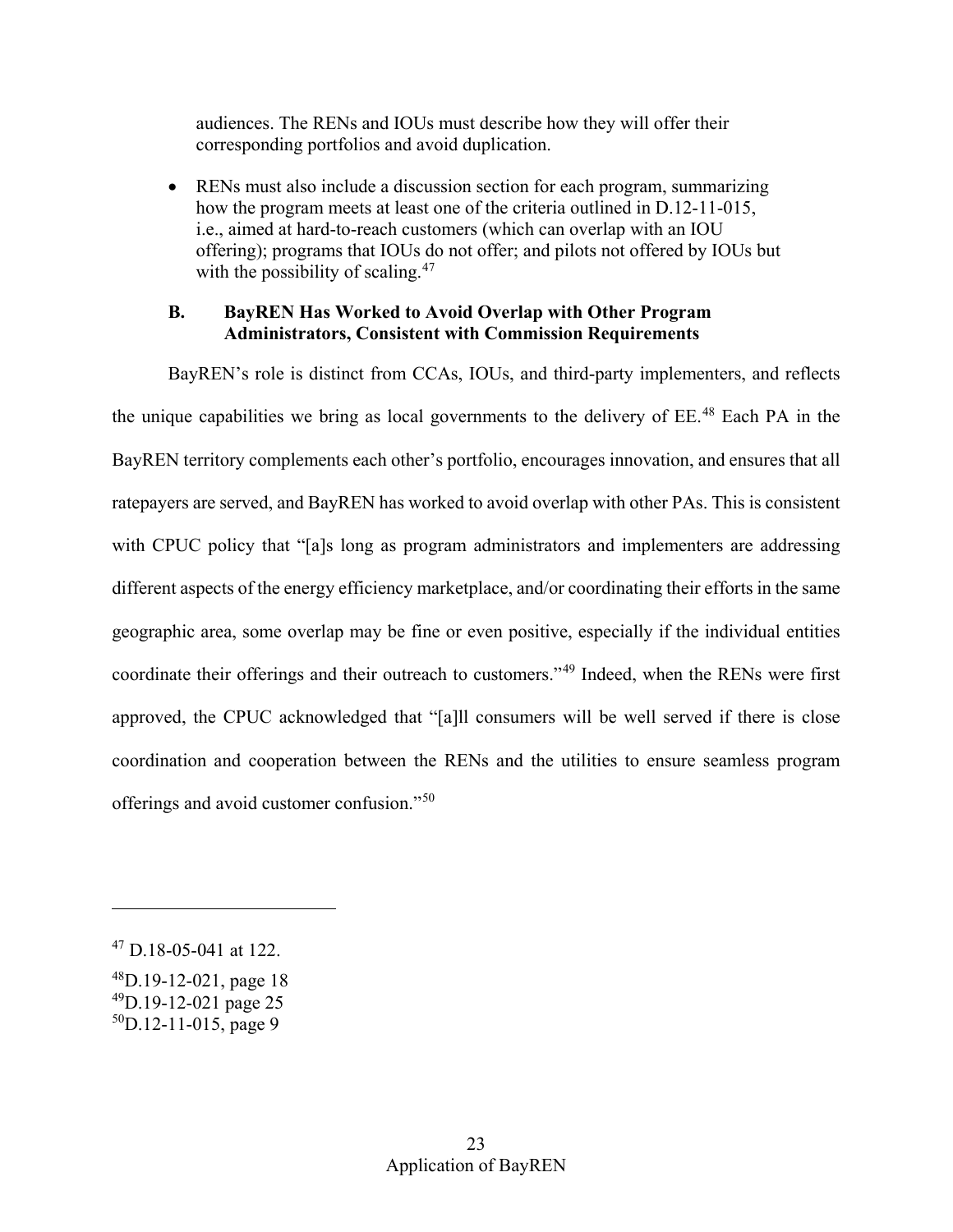audiences. The RENs and IOUs must describe how they will offer their corresponding portfolios and avoid duplication.

- RENs must also include a discussion section for each program, summarizing how the program meets at least one of the criteria outlined in D.12-11-015, i.e., aimed at hard-to-reach customers (which can overlap with an IOU offering); programs that IOUs do not offer; and pilots not offered by IOUs but with the possibility of scaling.[47]

### B. BayREN Has Worked to Avoid Overlap with Other Program Administrators, Consistent with Commission Requirements

BayREN's role is distinct from CCAs, IOUs, and third-party implementers, and reflects the unique capabilities we bring as local governments to the delivery of EE.[48] Each PA in the BayREN territory complements each other's portfolio, encourages innovation, and ensures that all ratepayers are served, and BayREN has worked to avoid overlap with other PAs. This is consistent with CPUC policy that "[a]s long as program administrators and implementers are addressing different aspects of the energy efficiency marketplace, and/or coordinating their efforts in the same geographic area, some overlap may be fine or even positive, especially if the individual entities coordinate their offerings and their outreach to customers."[49] Indeed, when the RENs were first approved, the CPUC acknowledged that "[a]ll consumers will be well served if there is close coordination and cooperation between the RENs and the utilities to ensure seamless program offerings and avoid customer confusion."[50]

---

[47] D.18-05-041 at 122.

[48] D.19-12-021, page 18

[49] D.19-12-021 page 25

[50] D.12-11-015, page 9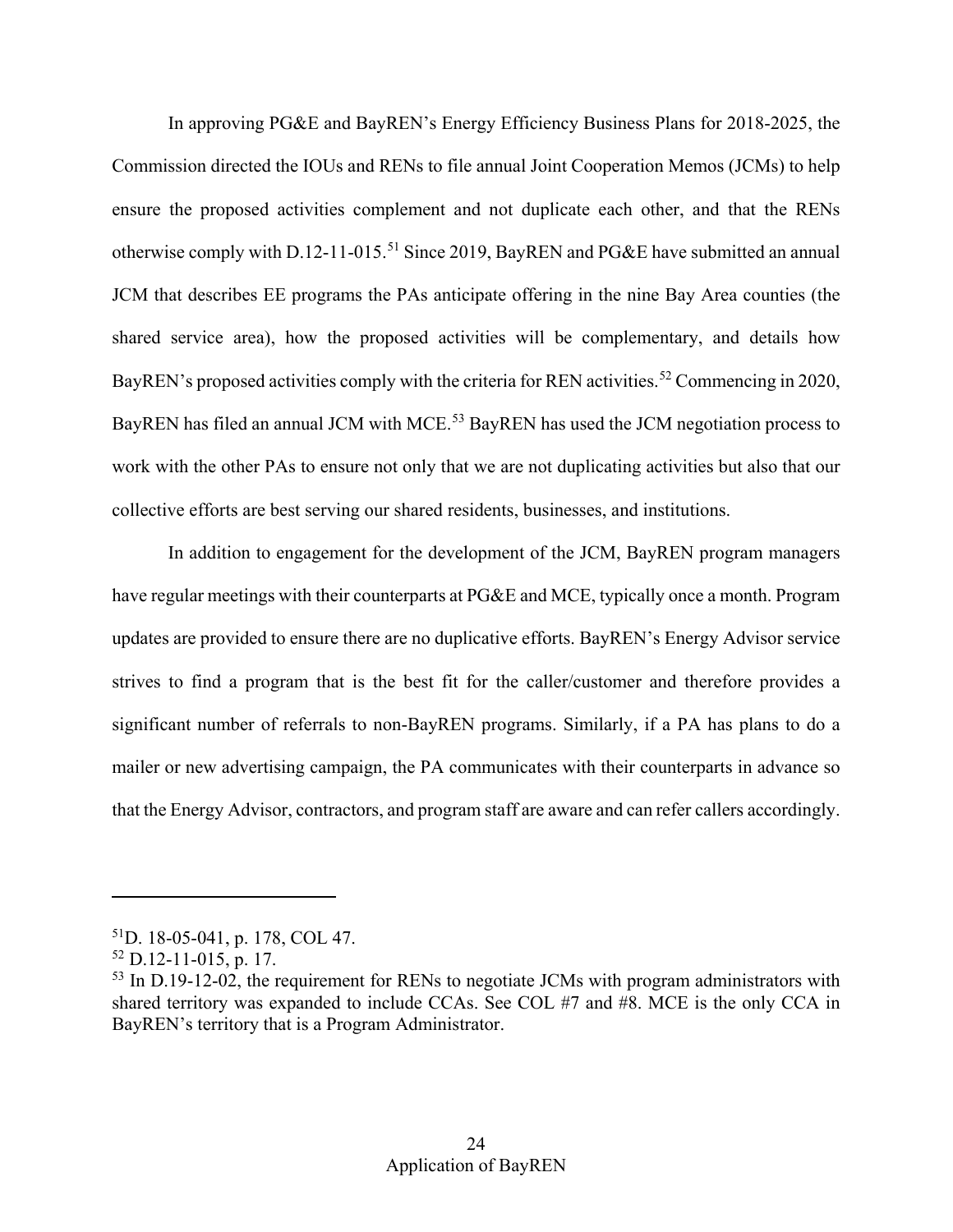In approving PG&E and BayREN's Energy Efficiency Business Plans for 2018-2025, the Commission directed the IOUs and RENs to file annual Joint Cooperation Memos (JCMs) to help ensure the proposed activities complement and not duplicate each other, and that the RENs otherwise comply with D.12-11-015.[51] Since 2019, BayREN and PG&E have submitted an annual JCM that describes EE programs the PAs anticipate offering in the nine Bay Area counties (the shared service area), how the proposed activities will be complementary, and details how BayREN's proposed activities comply with the criteria for REN activities.[52] Commencing in 2020, BayREN has filed an annual JCM with MCE.[53] BayREN has used the JCM negotiation process to work with the other PAs to ensure not only that we are not duplicating activities but also that our collective efforts are best serving our shared residents, businesses, and institutions.

In addition to engagement for the development of the JCM, BayREN program managers have regular meetings with their counterparts at PG&E and MCE, typically once a month. Program updates are provided to ensure there are no duplicative efforts. BayREN's Energy Advisor service strives to find a program that is the best fit for the caller/customer and therefore provides a significant number of referrals to non-BayREN programs. Similarly, if a PA has plans to do a mailer or new advertising campaign, the PA communicates with their counterparts in advance so that the Energy Advisor, contractors, and program staff are aware and can refer callers accordingly.

---

[51] D. 18-05-041, p. 178, COL 47.

[52] D.12-11-015, p. 17.

[53] In D.19-12-02, the requirement for RENs to negotiate JCMs with program administrators with shared territory was expanded to include CCAs. See COL #7 and #8. MCE is the only CCA in BayREN's territory that is a Program Administrator.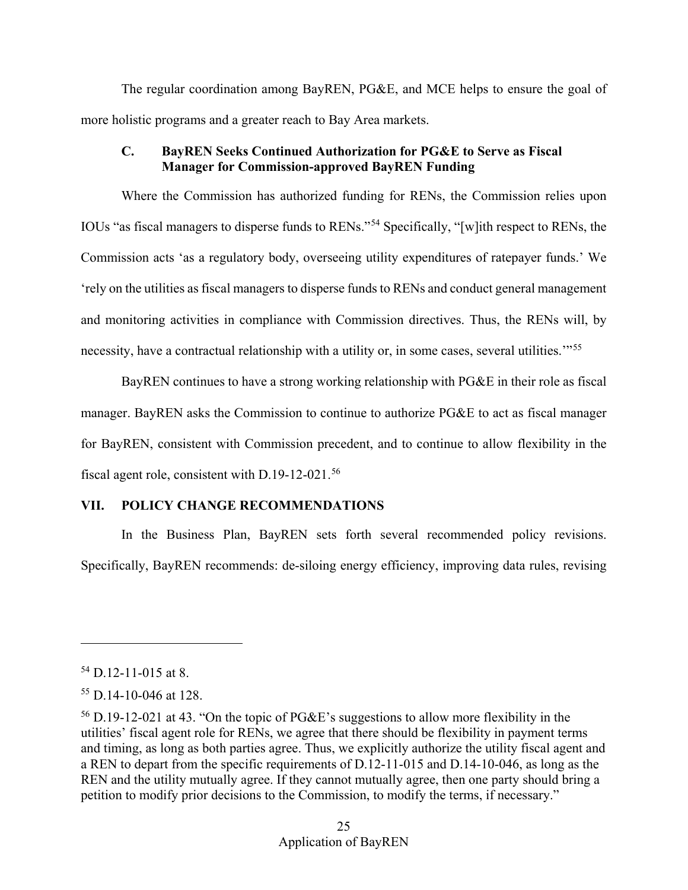The regular coordination among BayREN, PG&E, and MCE helps to ensure the goal of more holistic programs and a greater reach to Bay Area markets.

### C. BayREN Seeks Continued Authorization for PG&E to Serve as Fiscal Manager for Commission-approved BayREN Funding

Where the Commission has authorized funding for RENs, the Commission relies upon IOUs "as fiscal managers to disperse funds to RENs."[54] Specifically, "[w]ith respect to RENs, the Commission acts 'as a regulatory body, overseeing utility expenditures of ratepayer funds.' We 'rely on the utilities as fiscal managers to disperse funds to RENs and conduct general management and monitoring activities in compliance with Commission directives. Thus, the RENs will, by necessity, have a contractual relationship with a utility or, in some cases, several utilities.'"[55]

BayREN continues to have a strong working relationship with PG&E in their role as fiscal manager. BayREN asks the Commission to continue to authorize PG&E to act as fiscal manager for BayREN, consistent with Commission precedent, and to continue to allow flexibility in the fiscal agent role, consistent with D.19-12-021.[56]

## VII. POLICY CHANGE RECOMMENDATIONS

In the Business Plan, BayREN sets forth several recommended policy revisions. Specifically, BayREN recommends: de-siloing energy efficiency, improving data rules, revising

---

[54] D.12-11-015 at 8.

[55] D.14-10-046 at 128.

[56] D.19-12-021 at 43. "On the topic of PG&E's suggestions to allow more flexibility in the utilities' fiscal agent role for RENs, we agree that there should be flexibility in payment terms and timing, as long as both parties agree. Thus, we explicitly authorize the utility fiscal agent and a REN to depart from the specific requirements of D.12-11-015 and D.14-10-046, as long as the REN and the utility mutually agree. If they cannot mutually agree, then one party should bring a petition to modify prior decisions to the Commission, to modify the terms, if necessary."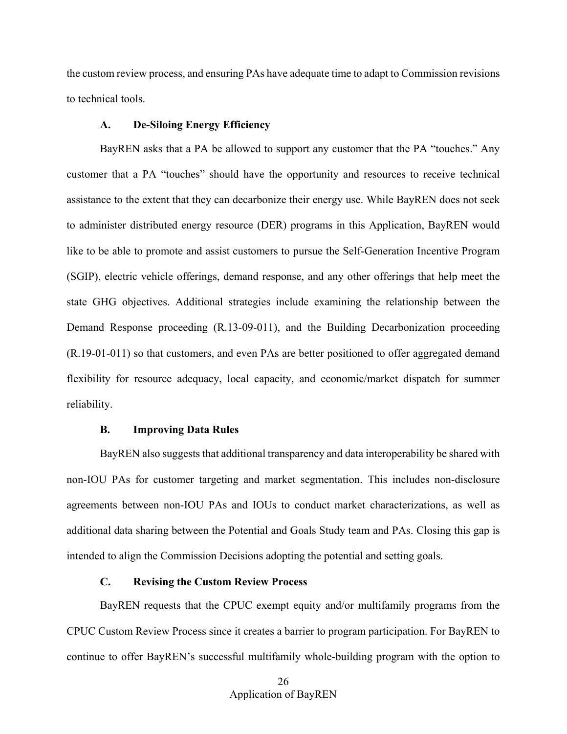the custom review process, and ensuring PAs have adequate time to adapt to Commission revisions to technical tools.

### A. De-Siloing Energy Efficiency

BayREN asks that a PA be allowed to support any customer that the PA "touches." Any customer that a PA "touches" should have the opportunity and resources to receive technical assistance to the extent that they can decarbonize their energy use. While BayREN does not seek to administer distributed energy resource (DER) programs in this Application, BayREN would like to be able to promote and assist customers to pursue the Self-Generation Incentive Program (SGIP), electric vehicle offerings, demand response, and any other offerings that help meet the state GHG objectives. Additional strategies include examining the relationship between the Demand Response proceeding (R.13-09-011), and the Building Decarbonization proceeding (R.19-01-011) so that customers, and even PAs are better positioned to offer aggregated demand flexibility for resource adequacy, local capacity, and economic/market dispatch for summer reliability.

### B. Improving Data Rules

BayREN also suggests that additional transparency and data interoperability be shared with non-IOU PAs for customer targeting and market segmentation. This includes non-disclosure agreements between non-IOU PAs and IOUs to conduct market characterizations, as well as additional data sharing between the Potential and Goals Study team and PAs. Closing this gap is intended to align the Commission Decisions adopting the potential and setting goals.

### C. Revising the Custom Review Process

BayREN requests that the CPUC exempt equity and/or multifamily programs from the CPUC Custom Review Process since it creates a barrier to program participation. For BayREN to continue to offer BayREN's successful multifamily whole-building program with the option to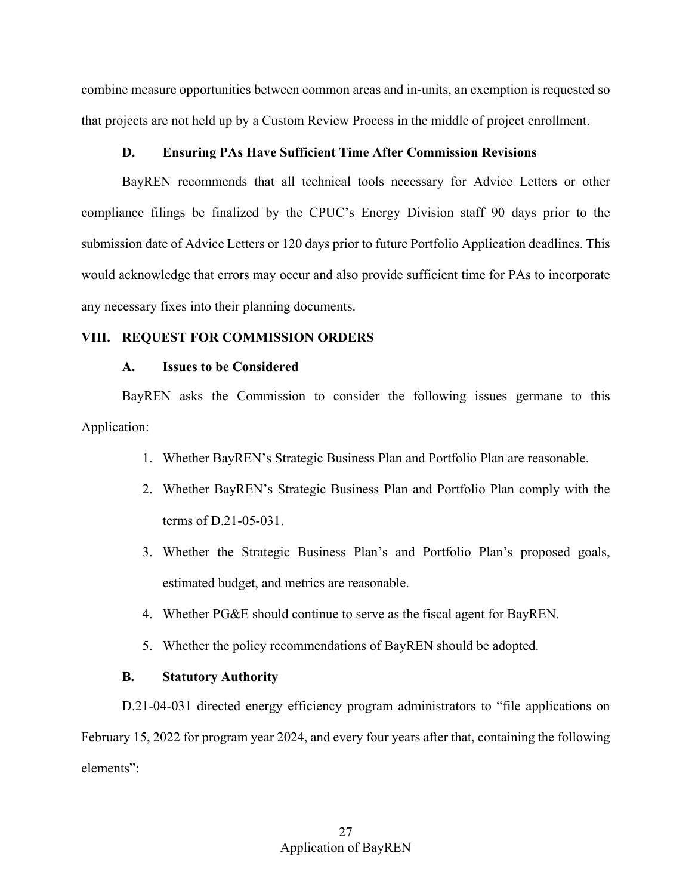combine measure opportunities between common areas and in-units, an exemption is requested so that projects are not held up by a Custom Review Process in the middle of project enrollment.

### D. Ensuring PAs Have Sufficient Time After Commission Revisions

BayREN recommends that all technical tools necessary for Advice Letters or other compliance filings be finalized by the CPUC's Energy Division staff 90 days prior to the submission date of Advice Letters or 120 days prior to future Portfolio Application deadlines. This would acknowledge that errors may occur and also provide sufficient time for PAs to incorporate any necessary fixes into their planning documents.

## VIII. REQUEST FOR COMMISSION ORDERS

### A. Issues to be Considered

BayREN asks the Commission to consider the following issues germane to this Application:

1. Whether BayREN's Strategic Business Plan and Portfolio Plan are reasonable.
2. Whether BayREN's Strategic Business Plan and Portfolio Plan comply with the terms of D.21-05-031.
3. Whether the Strategic Business Plan's and Portfolio Plan's proposed goals, estimated budget, and metrics are reasonable.
4. Whether PG&E should continue to serve as the fiscal agent for BayREN.
5. Whether the policy recommendations of BayREN should be adopted.

### B. Statutory Authority

D.21-04-031 directed energy efficiency program administrators to "file applications on February 15, 2022 for program year 2024, and every four years after that, containing the following elements":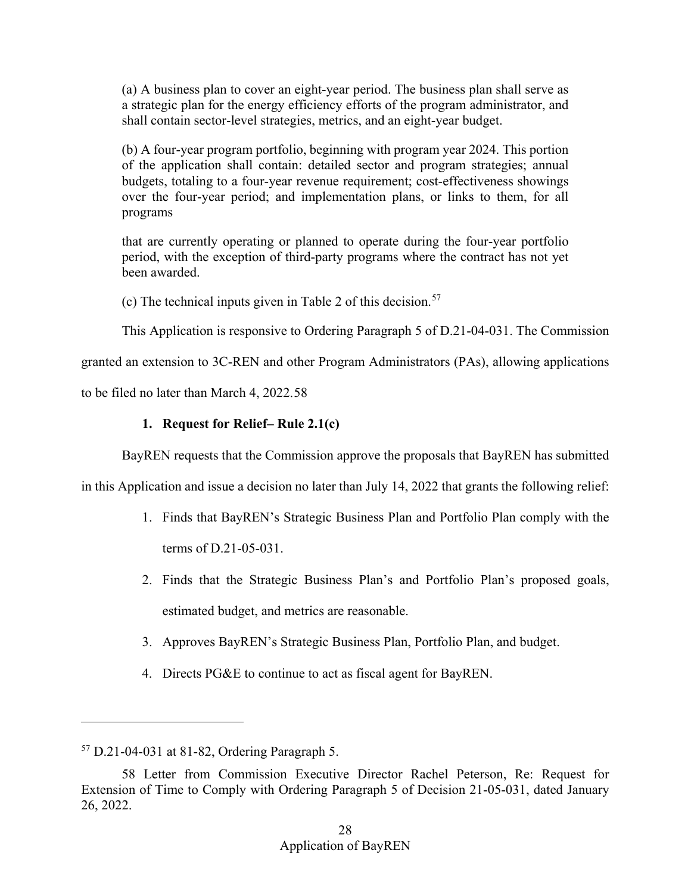(a) A business plan to cover an eight-year period. The business plan shall serve as a strategic plan for the energy efficiency efforts of the program administrator, and shall contain sector-level strategies, metrics, and an eight-year budget.

(b) A four-year program portfolio, beginning with program year 2024. This portion of the application shall contain: detailed sector and program strategies; annual budgets, totaling to a four-year revenue requirement; cost-effectiveness showings over the four-year period; and implementation plans, or links to them, for all programs

that are currently operating or planned to operate during the four-year portfolio period, with the exception of third-party programs where the contract has not yet been awarded.

(c) The technical inputs given in Table 2 of this decision.[57]

This Application is responsive to Ordering Paragraph 5 of D.21-04-031. The Commission granted an extension to 3C-REN and other Program Administrators (PAs), allowing applications to be filed no later than March 4, 2022.58

1. **Request for Relief– Rule 2.1(c)**

BayREN requests that the Commission approve the proposals that BayREN has submitted in this Application and issue a decision no later than July 14, 2022 that grants the following relief:

1. Finds that BayREN's Strategic Business Plan and Portfolio Plan comply with the terms of D.21-05-031.
2. Finds that the Strategic Business Plan's and Portfolio Plan's proposed goals, estimated budget, and metrics are reasonable.
3. Approves BayREN's Strategic Business Plan, Portfolio Plan, and budget.
4. Directs PG&E to continue to act as fiscal agent for BayREN.

---

[57] D.21-04-031 at 81-82, Ordering Paragraph 5.

58 Letter from Commission Executive Director Rachel Peterson, Re: Request for Extension of Time to Comply with Ordering Paragraph 5 of Decision 21-05-031, dated January 26, 2022.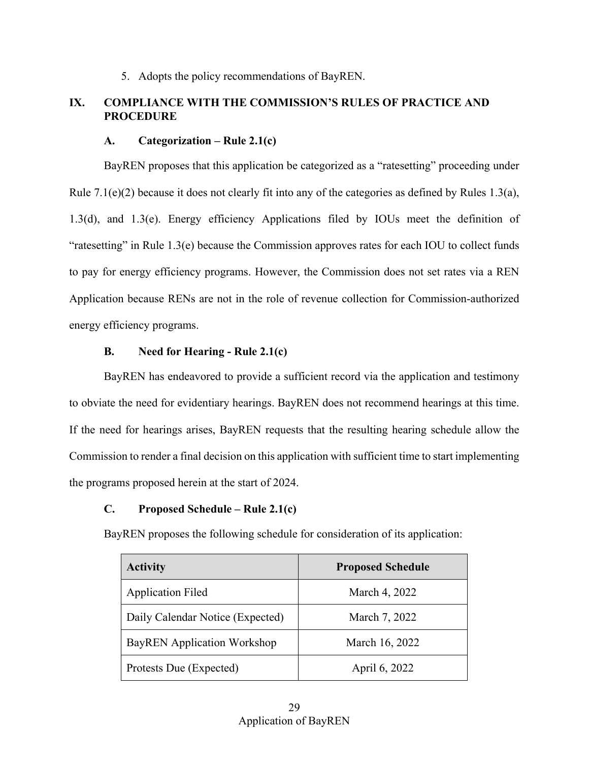5. Adopts the policy recommendations of BayREN.

## IX. COMPLIANCE WITH THE COMMISSION'S RULES OF PRACTICE AND PROCEDURE

### A. Categorization – Rule 2.1(c)

BayREN proposes that this application be categorized as a "ratesetting" proceeding under Rule 7.1(e)(2) because it does not clearly fit into any of the categories as defined by Rules 1.3(a), 1.3(d), and 1.3(e). Energy efficiency Applications filed by IOUs meet the definition of "ratesetting" in Rule 1.3(e) because the Commission approves rates for each IOU to collect funds to pay for energy efficiency programs. However, the Commission does not set rates via a REN Application because RENs are not in the role of revenue collection for Commission-authorized energy efficiency programs.

### B. Need for Hearing - Rule 2.1(c)

BayREN has endeavored to provide a sufficient record via the application and testimony to obviate the need for evidentiary hearings. BayREN does not recommend hearings at this time. If the need for hearings arises, BayREN requests that the resulting hearing schedule allow the Commission to render a final decision on this application with sufficient time to start implementing the programs proposed herein at the start of 2024.

### C. Proposed Schedule – Rule 2.1(c)

BayREN proposes the following schedule for consideration of its application:

| Activity | Proposed Schedule |
|---|---|
| Application Filed | March 4, 2022 |
| Daily Calendar Notice (Expected) | March 7, 2022 |
| BayREN Application Workshop | March 16, 2022 |
| Protests Due (Expected) | April 6, 2022 |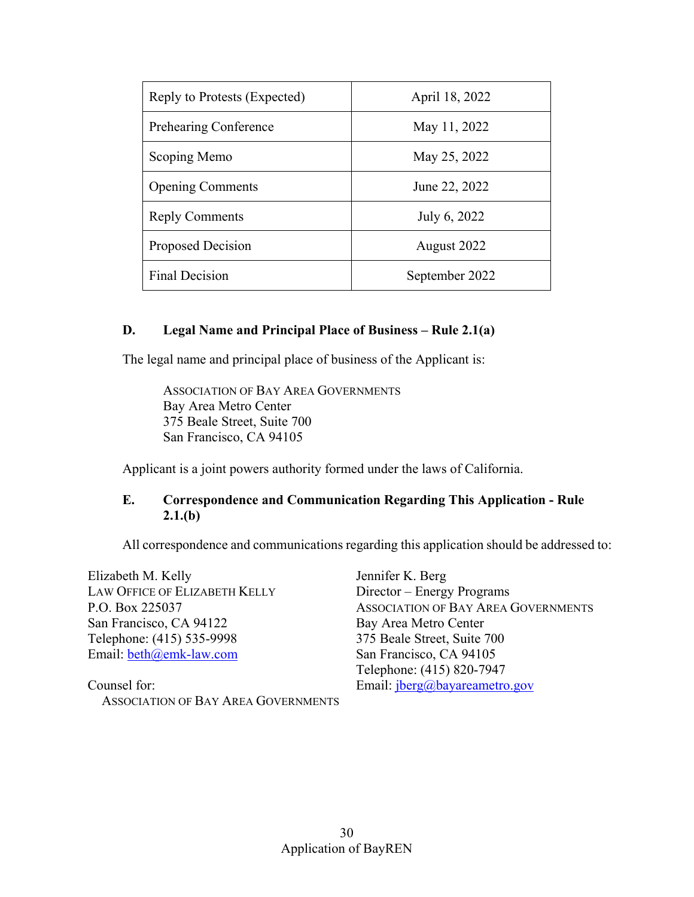| Reply to Protests (Expected) | April 18, 2022 |
|---|---|
| Prehearing Conference | May 11, 2022 |
| Scoping Memo | May 25, 2022 |
| Opening Comments | June 22, 2022 |
| Reply Comments | July 6, 2022 |
| Proposed Decision | August 2022 |
| Final Decision | September 2022 |

### D. Legal Name and Principal Place of Business – Rule 2.1(a)

The legal name and principal place of business of the Applicant is:

ASSOCIATION OF BAY AREA GOVERNMENTS
Bay Area Metro Center
375 Beale Street, Suite 700
San Francisco, CA 94105

Applicant is a joint powers authority formed under the laws of California.

### E. Correspondence and Communication Regarding This Application - Rule 2.1.(b)

All correspondence and communications regarding this application should be addressed to:

Elizabeth M. Kelly
LAW OFFICE OF ELIZABETH KELLY
P.O. Box 225037
San Francisco, CA 94122
Telephone: (415) 535-9998
Email: beth@emk-law.com

Counsel for:
ASSOCIATION OF BAY AREA GOVERNMENTS

Jennifer K. Berg
Director – Energy Programs
ASSOCIATION OF BAY AREA GOVERNMENTS
Bay Area Metro Center
375 Beale Street, Suite 700
San Francisco, CA 94105
Telephone: (415) 820-7947
Email: jberg@bayareametro.gov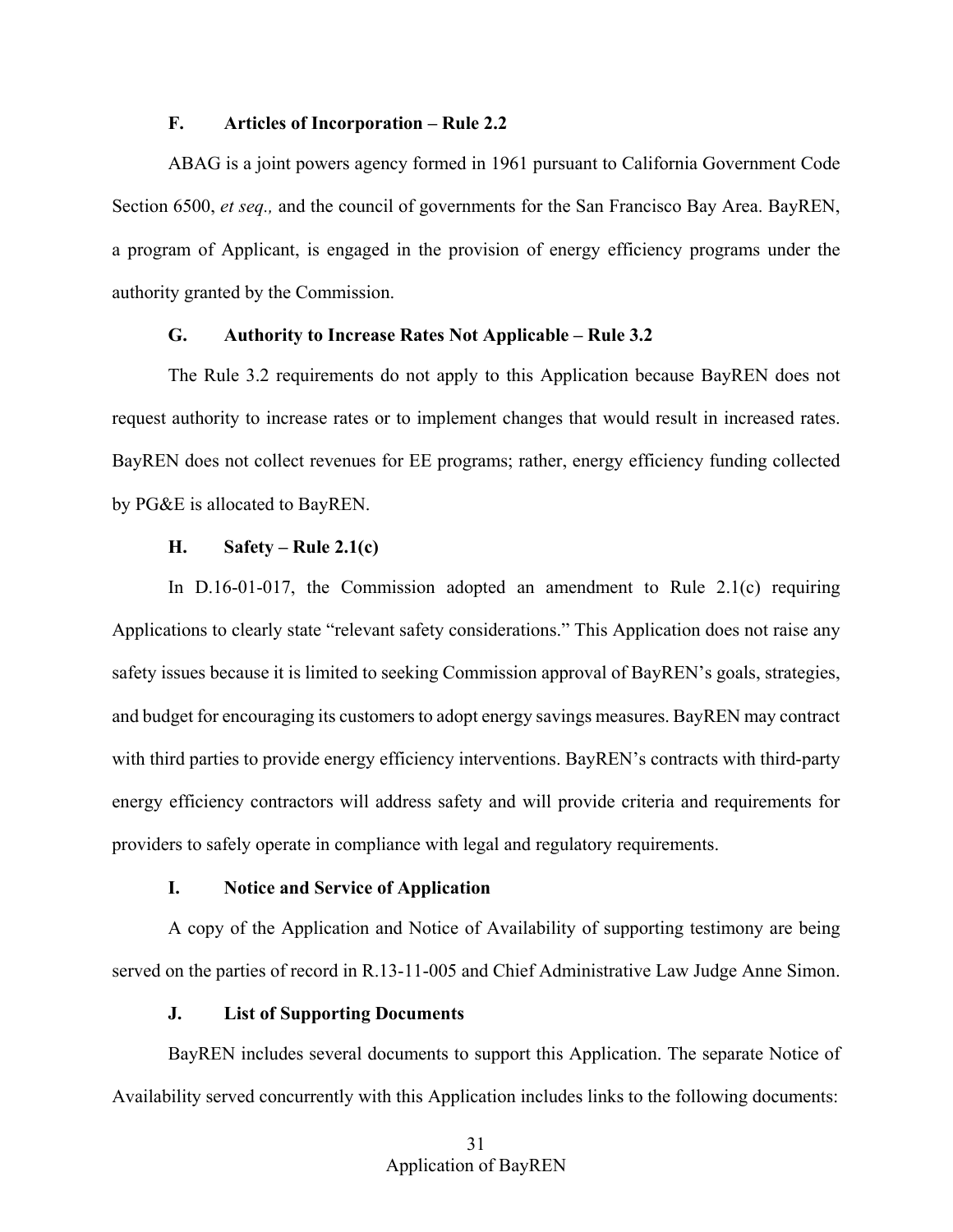### F. Articles of Incorporation – Rule 2.2

ABAG is a joint powers agency formed in 1961 pursuant to California Government Code Section 6500, *et seq.,* and the council of governments for the San Francisco Bay Area. BayREN, a program of Applicant, is engaged in the provision of energy efficiency programs under the authority granted by the Commission.

### G. Authority to Increase Rates Not Applicable – Rule 3.2

The Rule 3.2 requirements do not apply to this Application because BayREN does not request authority to increase rates or to implement changes that would result in increased rates. BayREN does not collect revenues for EE programs; rather, energy efficiency funding collected by PG&E is allocated to BayREN.

### H. Safety – Rule 2.1(c)

In D.16-01-017, the Commission adopted an amendment to Rule 2.1(c) requiring Applications to clearly state "relevant safety considerations." This Application does not raise any safety issues because it is limited to seeking Commission approval of BayREN's goals, strategies, and budget for encouraging its customers to adopt energy savings measures. BayREN may contract with third parties to provide energy efficiency interventions. BayREN's contracts with third-party energy efficiency contractors will address safety and will provide criteria and requirements for providers to safely operate in compliance with legal and regulatory requirements.

### I. Notice and Service of Application

A copy of the Application and Notice of Availability of supporting testimony are being served on the parties of record in R.13-11-005 and Chief Administrative Law Judge Anne Simon.

### J. List of Supporting Documents

BayREN includes several documents to support this Application. The separate Notice of Availability served concurrently with this Application includes links to the following documents: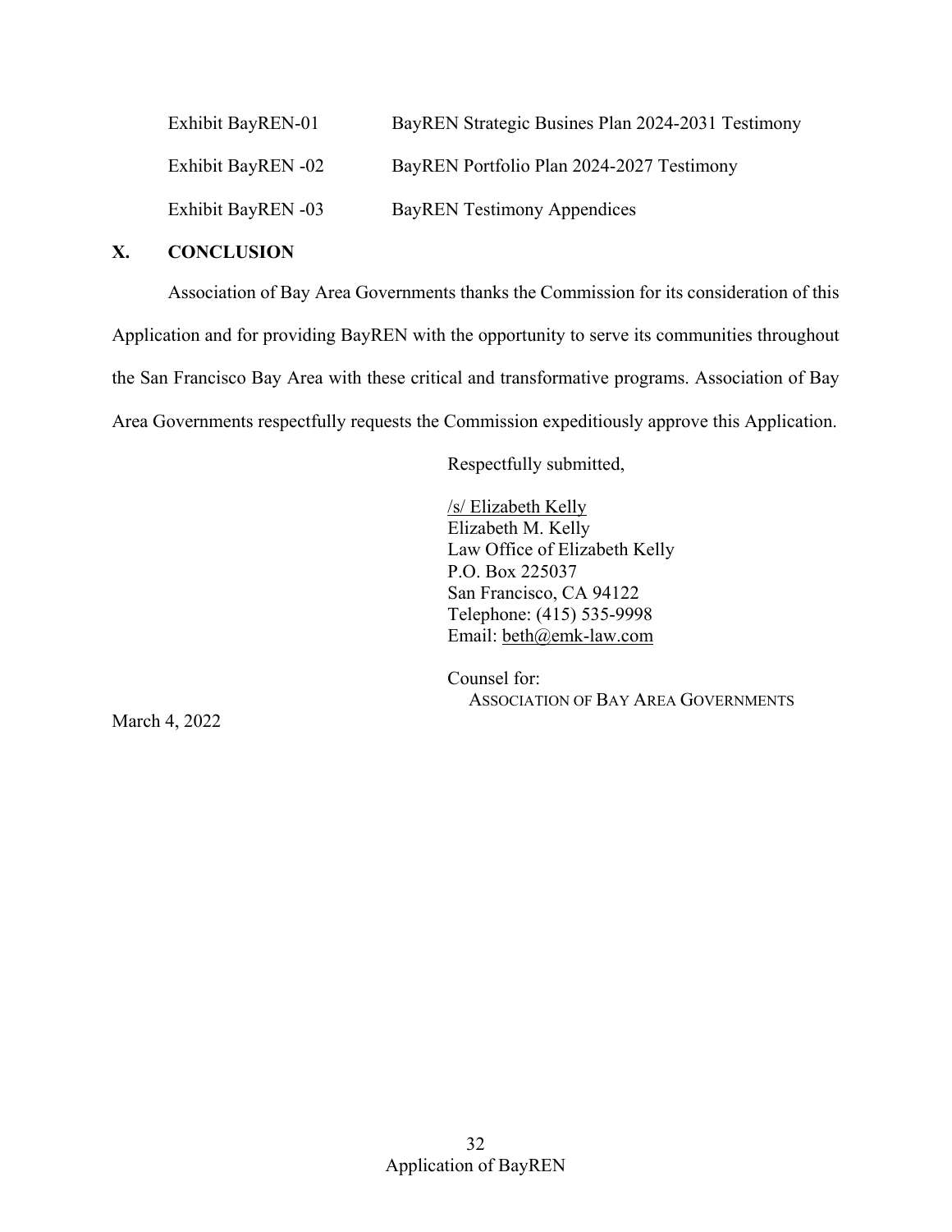| | |
|---|---|
| Exhibit BayREN-01 | BayREN Strategic Busines Plan 2024-2031 Testimony |
| Exhibit BayREN -02 | BayREN Portfolio Plan 2024-2027 Testimony |
| Exhibit BayREN -03 | BayREN Testimony Appendices |

## X. CONCLUSION

Association of Bay Area Governments thanks the Commission for its consideration of this Application and for providing BayREN with the opportunity to serve its communities throughout the San Francisco Bay Area with these critical and transformative programs. Association of Bay Area Governments respectfully requests the Commission expeditiously approve this Application.

Respectfully submitted,

/s/ Elizabeth Kelly
Elizabeth M. Kelly
Law Office of Elizabeth Kelly
P.O. Box 225037
San Francisco, CA 94122
Telephone: (415) 535-9998
Email: beth@emk-law.com

Counsel for:
ASSOCIATION OF BAY AREA GOVERNMENTS

March 4, 2022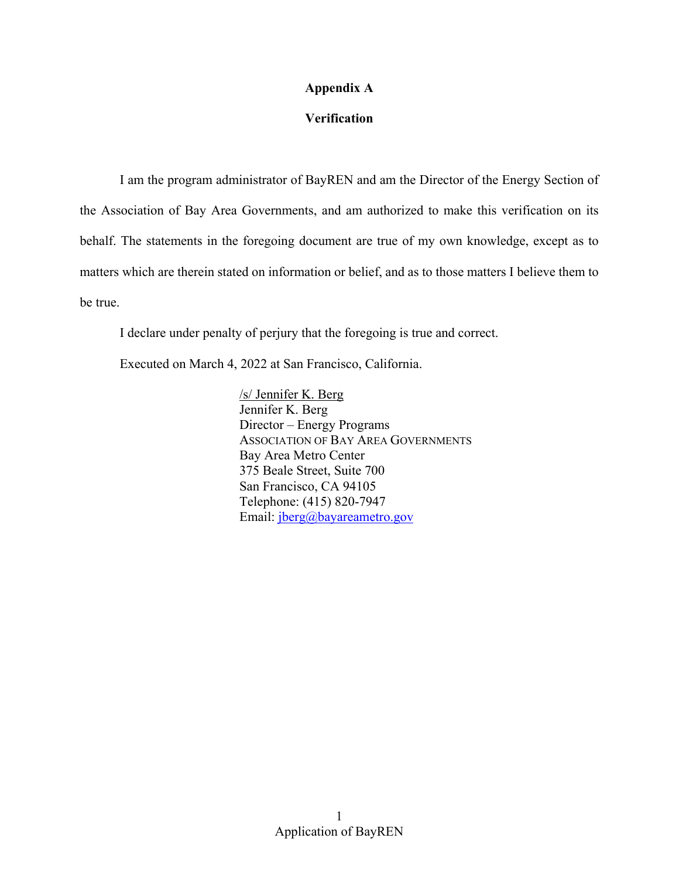## Appendix A

## Verification

I am the program administrator of BayREN and am the Director of the Energy Section of the Association of Bay Area Governments, and am authorized to make this verification on its behalf. The statements in the foregoing document are true of my own knowledge, except as to matters which are therein stated on information or belief, and as to those matters I believe them to be true.

I declare under penalty of perjury that the foregoing is true and correct.

Executed on March 4, 2022 at San Francisco, California.

/s/ Jennifer K. Berg
Jennifer K. Berg
Director – Energy Programs
ASSOCIATION OF BAY AREA GOVERNMENTS
Bay Area Metro Center
375 Beale Street, Suite 700
San Francisco, CA 94105
Telephone: (415) 820-7947
Email: jberg@bayareametro.gov